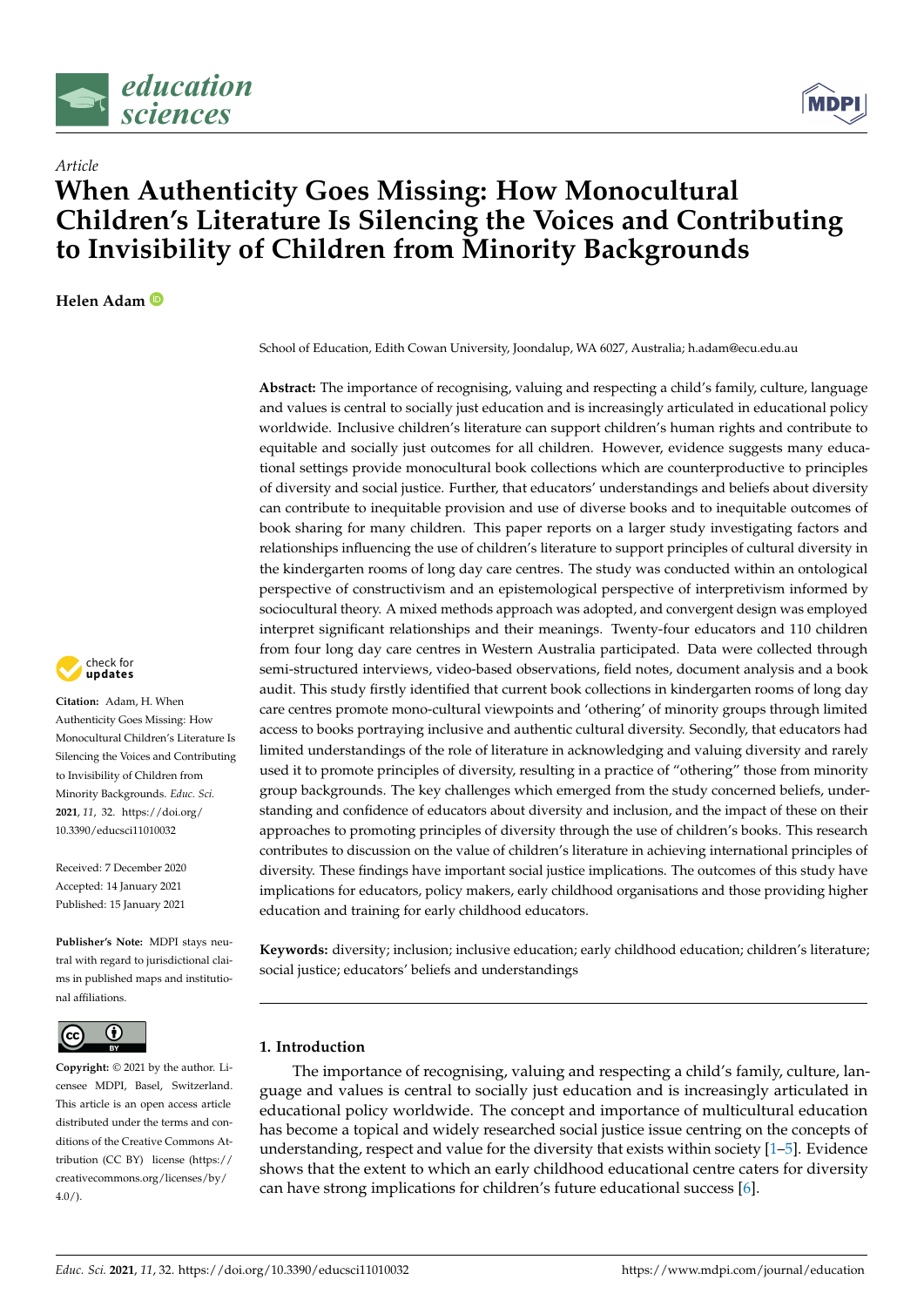*Article*

# When Authenticity Goes Missing: How Monocultural Children's Literature Is Silencing the Voices and Contributing to Invisibility of Children from Minority Backgrounds

**Helen Adam**

School of Education, Edith Cowan University, Joondalup, WA 6027, Australia; h.adam@ecu.edu.au

**Abstract:** The importance of recognising, valuing and respecting a child's family, culture, language and values is central to socially just education and is increasingly articulated in educational policy worldwide. Inclusive children's literature can support children's human rights and contribute to equitable and socially just outcomes for all children. However, evidence suggests many educational settings provide monocultural book collections which are counterproductive to principles of diversity and social justice. Further, that educators' understandings and beliefs about diversity can contribute to inequitable provision and use of diverse books and to inequitable outcomes of book sharing for many children. This paper reports on a larger study investigating factors and relationships influencing the use of children's literature to support principles of cultural diversity in the kindergarten rooms of long day care centres. The study was conducted within an ontological perspective of constructivism and an epistemological perspective of interpretivism informed by sociocultural theory. A mixed methods approach was adopted, and convergent design was employed interpret significant relationships and their meanings. Twenty-four educators and 110 children from four long day care centres in Western Australia participated. Data were collected through semi-structured interviews, video-based observations, field notes, document analysis and a book audit. This study firstly identified that current book collections in kindergarten rooms of long day care centres promote mono-cultural viewpoints and 'othering' of minority groups through limited access to books portraying inclusive and authentic cultural diversity. Secondly, that educators had limited understandings of the role of literature in acknowledging and valuing diversity and rarely used it to promote principles of diversity, resulting in a practice of "othering" those from minority group backgrounds. The key challenges which emerged from the study concerned beliefs, understanding and confidence of educators about diversity and inclusion, and the impact of these on their approaches to promoting principles of diversity through the use of children's books. This research contributes to discussion on the value of children's literature in achieving international principles of diversity. These findings have important social justice implications. The outcomes of this study have implications for educators, policy makers, early childhood organisations and those providing higher education and training for early childhood educators.

**Keywords:** diversity; inclusion; inclusive education; early childhood education; children's literature; social justice; educators' beliefs and understandings

**Citation:** Adam, H. When Authenticity Goes Missing: How Monocultural Children's Literature Is Silencing the Voices and Contributing to Invisibility of Children from Minority Backgrounds. *Educ. Sci.* **2021**, *11*, 32. https://doi.org/10.3390/educsci11010032

Received: 7 December 2020
Accepted: 14 January 2021
Published: 15 January 2021

**Publisher's Note:** MDPI stays neutral with regard to jurisdictional claims in published maps and institutional affiliations.

**Copyright:** © 2021 by the author. Licensee MDPI, Basel, Switzerland. This article is an open access article distributed under the terms and conditions of the Creative Commons Attribution (CC BY) license (https://creativecommons.org/licenses/by/4.0/).

## 1. Introduction

The importance of recognising, valuing and respecting a child's family, culture, language and values is central to socially just education and is increasingly articulated in educational policy worldwide. The concept and importance of multicultural education has become a topical and widely researched social justice issue centring on the concepts of understanding, respect and value for the diversity that exists within society [1–5]. Evidence shows that the extent to which an early childhood educational centre caters for diversity can have strong implications for children's future educational success [6].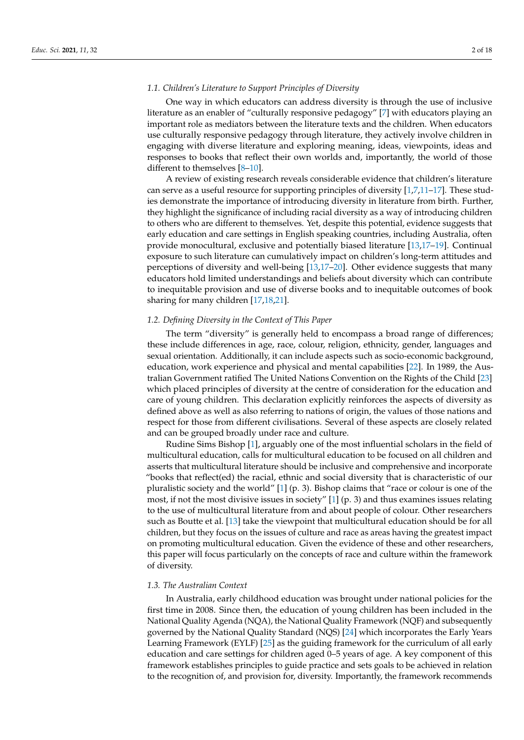### 1.1. Children's Literature to Support Principles of Diversity

One way in which educators can address diversity is through the use of inclusive literature as an enabler of "culturally responsive pedagogy" [7] with educators playing an important role as mediators between the literature texts and the children. When educators use culturally responsive pedagogy through literature, they actively involve children in engaging with diverse literature and exploring meaning, ideas, viewpoints, ideas and responses to books that reflect their own worlds and, importantly, the world of those different to themselves [8–10].

A review of existing research reveals considerable evidence that children's literature can serve as a useful resource for supporting principles of diversity [1,7,11–17]. These studies demonstrate the importance of introducing diversity in literature from birth. Further, they highlight the significance of including racial diversity as a way of introducing children to others who are different to themselves. Yet, despite this potential, evidence suggests that early education and care settings in English speaking countries, including Australia, often provide monocultural, exclusive and potentially biased literature [13,17–19]. Continual exposure to such literature can cumulatively impact on children's long-term attitudes and perceptions of diversity and well-being [13,17–20]. Other evidence suggests that many educators hold limited understandings and beliefs about diversity which can contribute to inequitable provision and use of diverse books and to inequitable outcomes of book sharing for many children [17,18,21].

### 1.2. Defining Diversity in the Context of This Paper

The term "diversity" is generally held to encompass a broad range of differences; these include differences in age, race, colour, religion, ethnicity, gender, languages and sexual orientation. Additionally, it can include aspects such as socio-economic background, education, work experience and physical and mental capabilities [22]. In 1989, the Australian Government ratified The United Nations Convention on the Rights of the Child [23] which placed principles of diversity at the centre of consideration for the education and care of young children. This declaration explicitly reinforces the aspects of diversity as defined above as well as also referring to nations of origin, the values of those nations and respect for those from different civilisations. Several of these aspects are closely related and can be grouped broadly under race and culture.

Rudine Sims Bishop [1], arguably one of the most influential scholars in the field of multicultural education, calls for multicultural education to be focused on all children and asserts that multicultural literature should be inclusive and comprehensive and incorporate "books that reflect(ed) the racial, ethnic and social diversity that is characteristic of our pluralistic society and the world" [1] (p. 3). Bishop claims that "race or colour is one of the most, if not the most divisive issues in society" [1] (p. 3) and thus examines issues relating to the use of multicultural literature from and about people of colour. Other researchers such as Boutte et al. [13] take the viewpoint that multicultural education should be for all children, but they focus on the issues of culture and race as areas having the greatest impact on promoting multicultural education. Given the evidence of these and other researchers, this paper will focus particularly on the concepts of race and culture within the framework of diversity.

### 1.3. The Australian Context

In Australia, early childhood education was brought under national policies for the first time in 2008. Since then, the education of young children has been included in the National Quality Agenda (NQA), the National Quality Framework (NQF) and subsequently governed by the National Quality Standard (NQS) [24] which incorporates the Early Years Learning Framework (EYLF) [25] as the guiding framework for the curriculum of all early education and care settings for children aged 0–5 years of age. A key component of this framework establishes principles to guide practice and sets goals to be achieved in relation to the recognition of, and provision for, diversity. Importantly, the framework recommends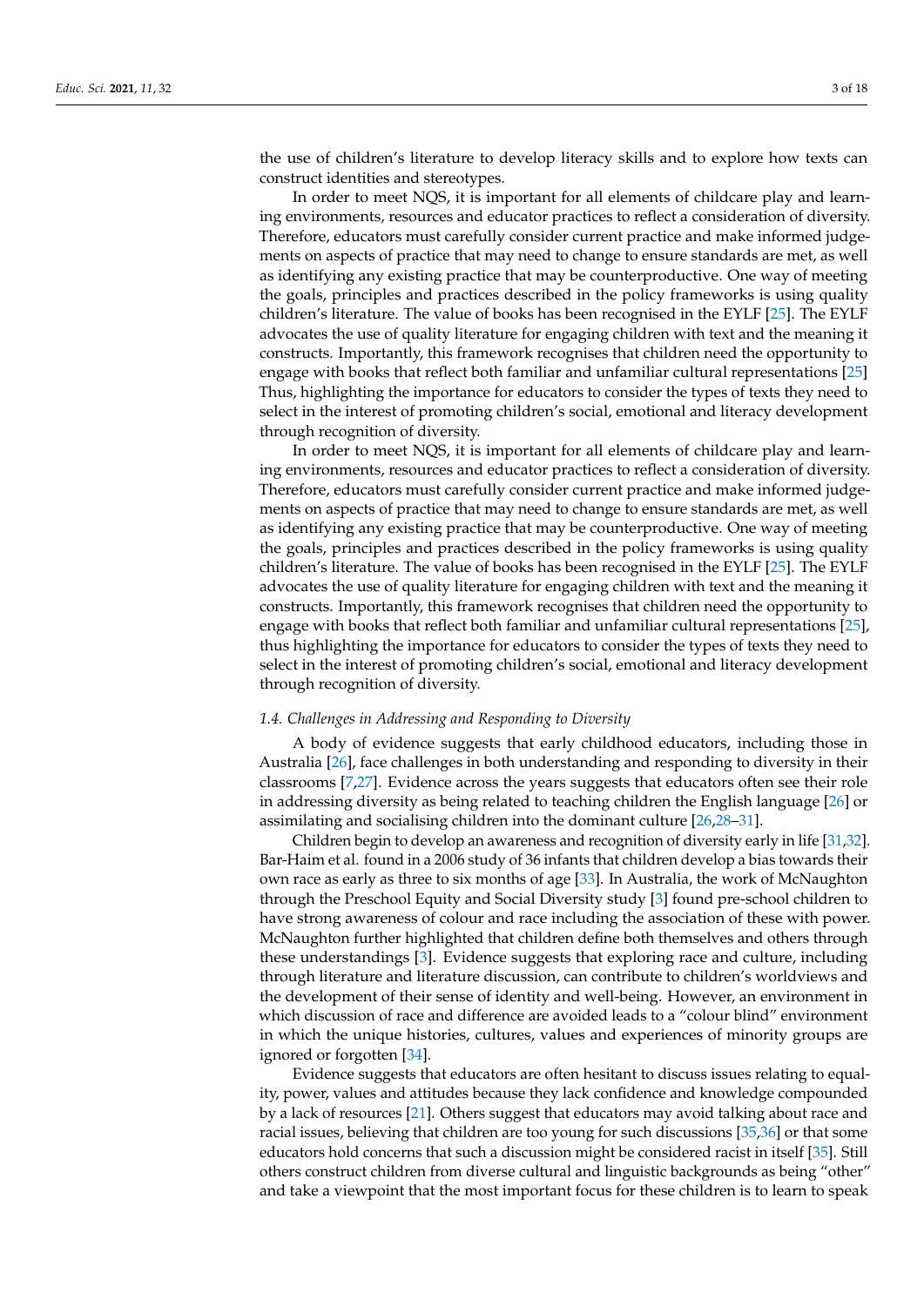the use of children's literature to develop literacy skills and to explore how texts can construct identities and stereotypes.

In order to meet NQS, it is important for all elements of childcare play and learning environments, resources and educator practices to reflect a consideration of diversity. Therefore, educators must carefully consider current practice and make informed judgements on aspects of practice that may need to change to ensure standards are met, as well as identifying any existing practice that may be counterproductive. One way of meeting the goals, principles and practices described in the policy frameworks is using quality children's literature. The value of books has been recognised in the EYLF [25]. The EYLF advocates the use of quality literature for engaging children with text and the meaning it constructs. Importantly, this framework recognises that children need the opportunity to engage with books that reflect both familiar and unfamiliar cultural representations [25] Thus, highlighting the importance for educators to consider the types of texts they need to select in the interest of promoting children's social, emotional and literacy development through recognition of diversity.

In order to meet NQS, it is important for all elements of childcare play and learning environments, resources and educator practices to reflect a consideration of diversity. Therefore, educators must carefully consider current practice and make informed judgements on aspects of practice that may need to change to ensure standards are met, as well as identifying any existing practice that may be counterproductive. One way of meeting the goals, principles and practices described in the policy frameworks is using quality children's literature. The value of books has been recognised in the EYLF [25]. The EYLF advocates the use of quality literature for engaging children with text and the meaning it constructs. Importantly, this framework recognises that children need the opportunity to engage with books that reflect both familiar and unfamiliar cultural representations [25], thus highlighting the importance for educators to consider the types of texts they need to select in the interest of promoting children's social, emotional and literacy development through recognition of diversity.

### 1.4. Challenges in Addressing and Responding to Diversity

A body of evidence suggests that early childhood educators, including those in Australia [26], face challenges in both understanding and responding to diversity in their classrooms [7,27]. Evidence across the years suggests that educators often see their role in addressing diversity as being related to teaching children the English language [26] or assimilating and socialising children into the dominant culture [26,28–31].

Children begin to develop an awareness and recognition of diversity early in life [31,32]. Bar-Haim et al. found in a 2006 study of 36 infants that children develop a bias towards their own race as early as three to six months of age [33]. In Australia, the work of McNaughton through the Preschool Equity and Social Diversity study [3] found pre-school children to have strong awareness of colour and race including the association of these with power. McNaughton further highlighted that children define both themselves and others through these understandings [3]. Evidence suggests that exploring race and culture, including through literature and literature discussion, can contribute to children's worldviews and the development of their sense of identity and well-being. However, an environment in which discussion of race and difference are avoided leads to a "colour blind" environment in which the unique histories, cultures, values and experiences of minority groups are ignored or forgotten [34].

Evidence suggests that educators are often hesitant to discuss issues relating to equality, power, values and attitudes because they lack confidence and knowledge compounded by a lack of resources [21]. Others suggest that educators may avoid talking about race and racial issues, believing that children are too young for such discussions [35,36] or that some educators hold concerns that such a discussion might be considered racist in itself [35]. Still others construct children from diverse cultural and linguistic backgrounds as being "other" and take a viewpoint that the most important focus for these children is to learn to speak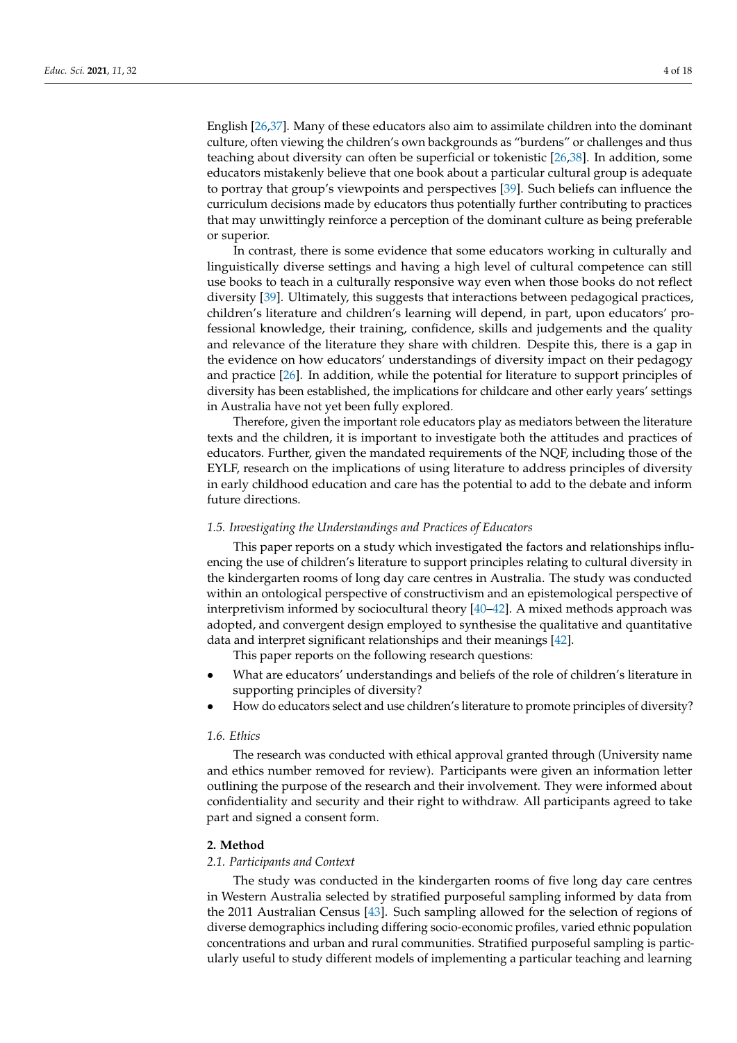English [26,37]. Many of these educators also aim to assimilate children into the dominant culture, often viewing the children's own backgrounds as "burdens" or challenges and thus teaching about diversity can often be superficial or tokenistic [26,38]. In addition, some educators mistakenly believe that one book about a particular cultural group is adequate to portray that group's viewpoints and perspectives [39]. Such beliefs can influence the curriculum decisions made by educators thus potentially further contributing to practices that may unwittingly reinforce a perception of the dominant culture as being preferable or superior.

In contrast, there is some evidence that some educators working in culturally and linguistically diverse settings and having a high level of cultural competence can still use books to teach in a culturally responsive way even when those books do not reflect diversity [39]. Ultimately, this suggests that interactions between pedagogical practices, children's literature and children's learning will depend, in part, upon educators' professional knowledge, their training, confidence, skills and judgements and the quality and relevance of the literature they share with children. Despite this, there is a gap in the evidence on how educators' understandings of diversity impact on their pedagogy and practice [26]. In addition, while the potential for literature to support principles of diversity has been established, the implications for childcare and other early years' settings in Australia have not yet been fully explored.

Therefore, given the important role educators play as mediators between the literature texts and the children, it is important to investigate both the attitudes and practices of educators. Further, given the mandated requirements of the NQF, including those of the EYLF, research on the implications of using literature to address principles of diversity in early childhood education and care has the potential to add to the debate and inform future directions.

### 1.5. Investigating the Understandings and Practices of Educators

This paper reports on a study which investigated the factors and relationships influencing the use of children's literature to support principles relating to cultural diversity in the kindergarten rooms of long day care centres in Australia. The study was conducted within an ontological perspective of constructivism and an epistemological perspective of interpretivism informed by sociocultural theory [40–42]. A mixed methods approach was adopted, and convergent design employed to synthesise the qualitative and quantitative data and interpret significant relationships and their meanings [42].

This paper reports on the following research questions:

- What are educators' understandings and beliefs of the role of children's literature in supporting principles of diversity?
- How do educators select and use children's literature to promote principles of diversity?

### 1.6. Ethics

The research was conducted with ethical approval granted through (University name and ethics number removed for review). Participants were given an information letter outlining the purpose of the research and their involvement. They were informed about confidentiality and security and their right to withdraw. All participants agreed to take part and signed a consent form.

## 2. Method

### 2.1. Participants and Context

The study was conducted in the kindergarten rooms of five long day care centres in Western Australia selected by stratified purposeful sampling informed by data from the 2011 Australian Census [43]. Such sampling allowed for the selection of regions of diverse demographics including differing socio-economic profiles, varied ethnic population concentrations and urban and rural communities. Stratified purposeful sampling is particularly useful to study different models of implementing a particular teaching and learning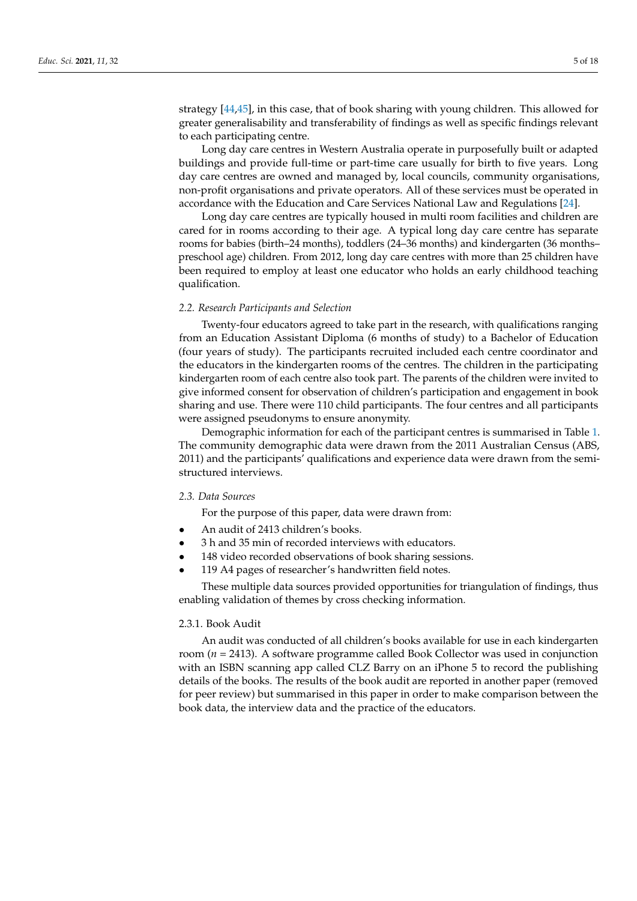strategy [44,45], in this case, that of book sharing with young children. This allowed for greater generalisability and transferability of findings as well as specific findings relevant to each participating centre.

Long day care centres in Western Australia operate in purposefully built or adapted buildings and provide full-time or part-time care usually for birth to five years. Long day care centres are owned and managed by, local councils, community organisations, non-profit organisations and private operators. All of these services must be operated in accordance with the Education and Care Services National Law and Regulations [24].

Long day care centres are typically housed in multi room facilities and children are cared for in rooms according to their age. A typical long day care centre has separate rooms for babies (birth–24 months), toddlers (24–36 months) and kindergarten (36 months–preschool age) children. From 2012, long day care centres with more than 25 children have been required to employ at least one educator who holds an early childhood teaching qualification.

### *2.2. Research Participants and Selection*

Twenty-four educators agreed to take part in the research, with qualifications ranging from an Education Assistant Diploma (6 months of study) to a Bachelor of Education (four years of study). The participants recruited included each centre coordinator and the educators in the kindergarten rooms of the centres. The children in the participating kindergarten room of each centre also took part. The parents of the children were invited to give informed consent for observation of children's participation and engagement in book sharing and use. There were 110 child participants. The four centres and all participants were assigned pseudonyms to ensure anonymity.

Demographic information for each of the participant centres is summarised in Table 1. The community demographic data were drawn from the 2011 Australian Census (ABS, 2011) and the participants' qualifications and experience data were drawn from the semi-structured interviews.

### *2.3. Data Sources*

For the purpose of this paper, data were drawn from:

- An audit of 2413 children's books.
- 3 h and 35 min of recorded interviews with educators.
- 148 video recorded observations of book sharing sessions.
- 119 A4 pages of researcher's handwritten field notes.

These multiple data sources provided opportunities for triangulation of findings, thus enabling validation of themes by cross checking information.

#### 2.3.1. Book Audit

An audit was conducted of all children's books available for use in each kindergarten room ($n$ = 2413). A software programme called Book Collector was used in conjunction with an ISBN scanning app called CLZ Barry on an iPhone 5 to record the publishing details of the books. The results of the book audit are reported in another paper (removed for peer review) but summarised in this paper in order to make comparison between the book data, the interview data and the practice of the educators.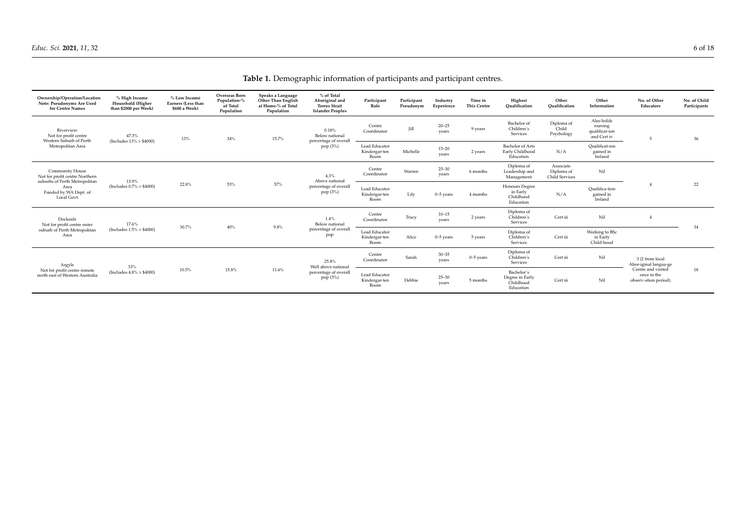**Table 1.** Demographic information of participants and participant centres.

| Ownership/Operation/Location Note: Pseudonyms Are Used for Centre Names | % High Income Household (Higher than $2000 per Week) | % Low Income Earners (Less than $600 a Week) | Overseas Born Population-% of Total Population | Speaks a Language Other Than English at Home-% of Total Population | % of Total Aboriginal and Torres Strait Islander Peoples | Participant Role | Participant Pseudonym | Industry Experience | Time in This Centre | Highest Qualification | Other Qualification | Other Information | No. of Other Educators | No. of Child Participants |
|---|---|---|---|---|---|---|---|---|---|---|---|---|---|---|
| Riverview: Not for profit centre Western Suburb of Perth Metropolitan Area | 47.3% (Includes 13% > $4000) | 13% | 34% | 15.7% | 0.18% Below national percentage of overall pop (3%) | Centre Coordinator | Jill | 20–25 years | 9 years | Bachelor of Children's Services | Diploma of Child Psychology | Also holds nursing qualificat-ion and Cert iv | 5 | 36 |
| | | | | | | Lead Educator Kindergar-ten Room | Michelle | 15–20 years | 2 years | Bachelor of Arts Early Childhood Education | N/A | Qualificat-ion gained in Ireland | | |
| Community House Not for profit centre Northern suburbs of Perth Metropolitan Area Funded by WA Dept. of Local Govt. | 13.9% (Includes 0.7% > $4000) | 22.8% | 53% | 57% | 4.3% Above national percentage of overall pop (3%) | Centre Coordinator | Warren | 25–30 years | 6 months | Diploma of Leadership and Management | Associate Diploma of Child Services | Nil | 4 | 22 |
| | | | | | | Lead Educator Kindergar-ten Room | Lily | 0–5 years | 4 months | Honours Degree in Early Childhood Education | N/A | Qualifica-tion gained in Ireland | | |
| Dockside Not for profit centre outer suburb of Perth Metropolitan Area | 17.6% (Includes 1.5% > $4000) | 30.7% | 40% | 9.8% | 1.4% Below national percentage of overall pop | Centre Coordinator | Tracy | 10–15 years | 2 years | Diploma of Children's Services | Cert iii | Nil | 4 | 34 |
| | | | | | | Lead Educator Kindergar-ten Room | Alice | 0–5 years | 5 years | Diploma of Children's Services | Cert iii | Working to BSc in Early Child-hood | | |
| Argyle Not for profit centre remote north east of Western Australia | 33% (Includes 4.8% > $4000) | 10.5% | 15.8% | 11.6% | 25.8% Well above national percentage of overall pop (3%) | Centre Coordinator | Sarah | 30–35 years | 0–5 years | Diploma of Children's Services | Cert iii | Nil | 3 (2 from local Abor-iginal langua-ge Centre and visited once in the observ-ation period). | 18 |
| | | | | | | Lead Educator Kindergar-ten Room | Debbie | 25–30 years | 5 months | Bachelor's Degree in Early Childhood Education | Cert iii | Nil | | |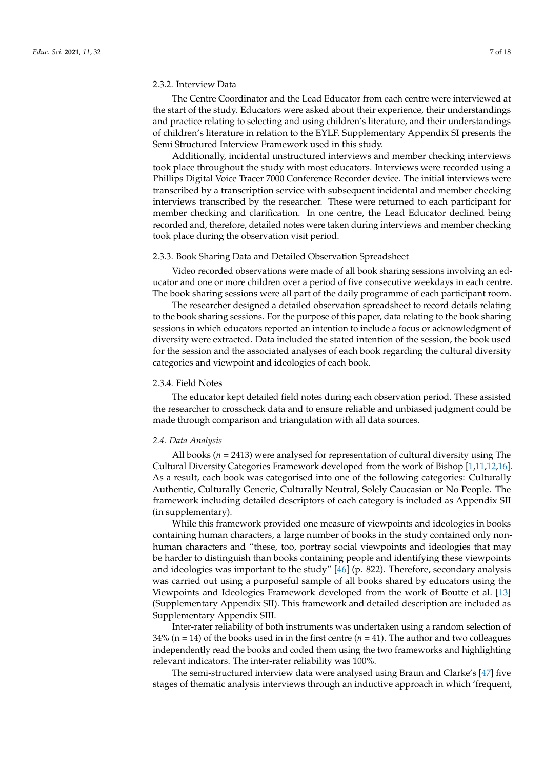#### 2.3.2. Interview Data

The Centre Coordinator and the Lead Educator from each centre were interviewed at the start of the study. Educators were asked about their experience, their understandings and practice relating to selecting and using children's literature, and their understandings of children's literature in relation to the EYLF. Supplementary Appendix SI presents the Semi Structured Interview Framework used in this study.

Additionally, incidental unstructured interviews and member checking interviews took place throughout the study with most educators. Interviews were recorded using a Phillips Digital Voice Tracer 7000 Conference Recorder device. The initial interviews were transcribed by a transcription service with subsequent incidental and member checking interviews transcribed by the researcher. These were returned to each participant for member checking and clarification. In one centre, the Lead Educator declined being recorded and, therefore, detailed notes were taken during interviews and member checking took place during the observation visit period.

#### 2.3.3. Book Sharing Data and Detailed Observation Spreadsheet

Video recorded observations were made of all book sharing sessions involving an educator and one or more children over a period of five consecutive weekdays in each centre. The book sharing sessions were all part of the daily programme of each participant room.

The researcher designed a detailed observation spreadsheet to record details relating to the book sharing sessions. For the purpose of this paper, data relating to the book sharing sessions in which educators reported an intention to include a focus or acknowledgment of diversity were extracted. Data included the stated intention of the session, the book used for the session and the associated analyses of each book regarding the cultural diversity categories and viewpoint and ideologies of each book.

#### 2.3.4. Field Notes

The educator kept detailed field notes during each observation period. These assisted the researcher to crosscheck data and to ensure reliable and unbiased judgment could be made through comparison and triangulation with all data sources.

### *2.4. Data Analysis*

All books (*n* = 2413) were analysed for representation of cultural diversity using The Cultural Diversity Categories Framework developed from the work of Bishop [1,11,12,16]. As a result, each book was categorised into one of the following categories: Culturally Authentic, Culturally Generic, Culturally Neutral, Solely Caucasian or No People. The framework including detailed descriptors of each category is included as Appendix SII (in supplementary).

While this framework provided one measure of viewpoints and ideologies in books containing human characters, a large number of books in the study contained only non-human characters and "these, too, portray social viewpoints and ideologies that may be harder to distinguish than books containing people and identifying these viewpoints and ideologies was important to the study" [46] (p. 822). Therefore, secondary analysis was carried out using a purposeful sample of all books shared by educators using the Viewpoints and Ideologies Framework developed from the work of Boutte et al. [13] (Supplementary Appendix SII). This framework and detailed description are included as Supplementary Appendix SIII.

Inter-rater reliability of both instruments was undertaken using a random selection of 34% (n = 14) of the books used in in the first centre (*n* = 41). The author and two colleagues independently read the books and coded them using the two frameworks and highlighting relevant indicators. The inter-rater reliability was 100%.

The semi-structured interview data were analysed using Braun and Clarke's [47] five stages of thematic analysis interviews through an inductive approach in which 'frequent,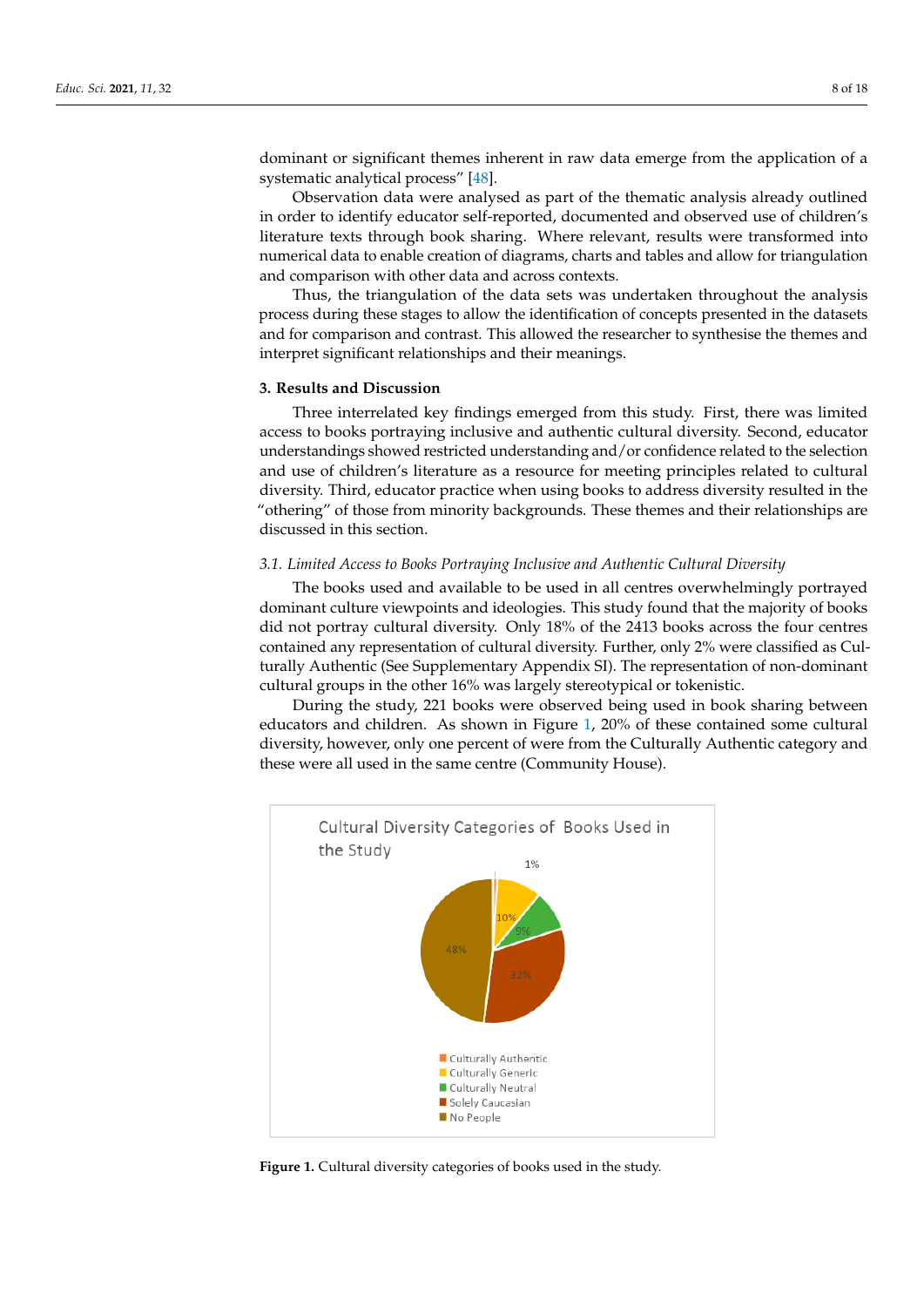dominant or significant themes inherent in raw data emerge from the application of a systematic analytical process" [48].

Observation data were analysed as part of the thematic analysis already outlined in order to identify educator self-reported, documented and observed use of children's literature texts through book sharing. Where relevant, results were transformed into numerical data to enable creation of diagrams, charts and tables and allow for triangulation and comparison with other data and across contexts.

Thus, the triangulation of the data sets was undertaken throughout the analysis process during these stages to allow the identification of concepts presented in the datasets and for comparison and contrast. This allowed the researcher to synthesise the themes and interpret significant relationships and their meanings.

## 3. Results and Discussion

Three interrelated key findings emerged from this study. First, there was limited access to books portraying inclusive and authentic cultural diversity. Second, educator understandings showed restricted understanding and/or confidence related to the selection and use of children's literature as a resource for meeting principles related to cultural diversity. Third, educator practice when using books to address diversity resulted in the "othering" of those from minority backgrounds. These themes and their relationships are discussed in this section.

### *3.1. Limited Access to Books Portraying Inclusive and Authentic Cultural Diversity*

The books used and available to be used in all centres overwhelmingly portrayed dominant culture viewpoints and ideologies. This study found that the majority of books did not portray cultural diversity. Only 18% of the 2413 books across the four centres contained any representation of cultural diversity. Further, only 2% were classified as Culturally Authentic (See Supplementary Appendix SI). The representation of non-dominant cultural groups in the other 16% was largely stereotypical or tokenistic.

During the study, 221 books were observed being used in book sharing between educators and children. As shown in Figure 1, 20% of these contained some cultural diversity, however, only one percent of were from the Culturally Authentic category and these were all used in the same centre (Community House).

Cultural Diversity Categories of Books Used in the Study

| Category | Percentage |
|---|---|
| Culturally Authentic | 1% |
| Culturally Generic | 10% |
| Culturally Neutral | 9% |
| Solely Caucasian | 32% |
| No People | 48% |

**Figure 1.** Cultural diversity categories of books used in the study.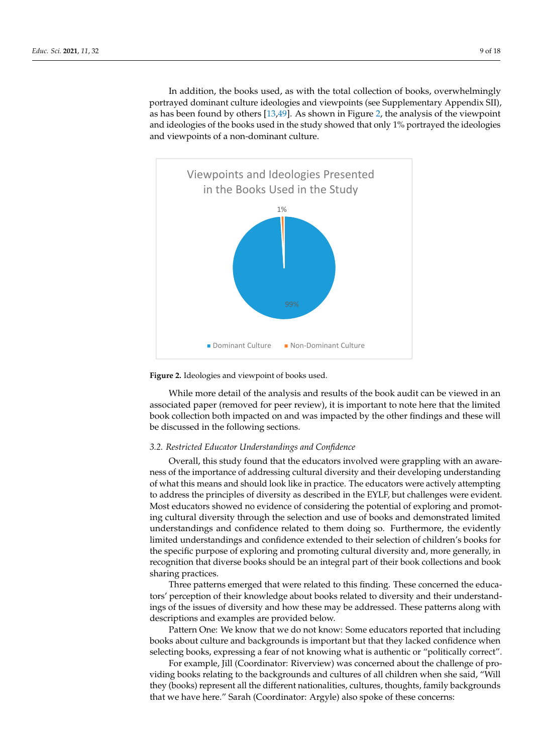In addition, the books used, as with the total collection of books, overwhelmingly portrayed dominant culture ideologies and viewpoints (see Supplementary Appendix SII), as has been found by others [13,49]. As shown in Figure 2, the analysis of the viewpoint and ideologies of the books used in the study showed that only 1% portrayed the ideologies and viewpoints of a non-dominant culture.

Viewpoints and Ideologies Presented in the Books Used in the Study

1%

99%

■ Dominant Culture ■ Non-Dominant Culture

**Figure 2.** Ideologies and viewpoint of books used.

While more detail of the analysis and results of the book audit can be viewed in an associated paper (removed for peer review), it is important to note here that the limited book collection both impacted on and was impacted by the other findings and these will be discussed in the following sections.

### *3.2. Restricted Educator Understandings and Confidence*

Overall, this study found that the educators involved were grappling with an awareness of the importance of addressing cultural diversity and their developing understanding of what this means and should look like in practice. The educators were actively attempting to address the principles of diversity as described in the EYLF, but challenges were evident. Most educators showed no evidence of considering the potential of exploring and promoting cultural diversity through the selection and use of books and demonstrated limited understandings and confidence related to them doing so. Furthermore, the evidently limited understandings and confidence extended to their selection of children's books for the specific purpose of exploring and promoting cultural diversity and, more generally, in recognition that diverse books should be an integral part of their book collections and book sharing practices.

Three patterns emerged that were related to this finding. These concerned the educators' perception of their knowledge about books related to diversity and their understandings of the issues of diversity and how these may be addressed. These patterns along with descriptions and examples are provided below.

Pattern One: We know that we do not know: Some educators reported that including books about culture and backgrounds is important but that they lacked confidence when selecting books, expressing a fear of not knowing what is authentic or "politically correct".

For example, Jill (Coordinator: Riverview) was concerned about the challenge of providing books relating to the backgrounds and cultures of all children when she said, "Will they (books) represent all the different nationalities, cultures, thoughts, family backgrounds that we have here." Sarah (Coordinator: Argyle) also spoke of these concerns: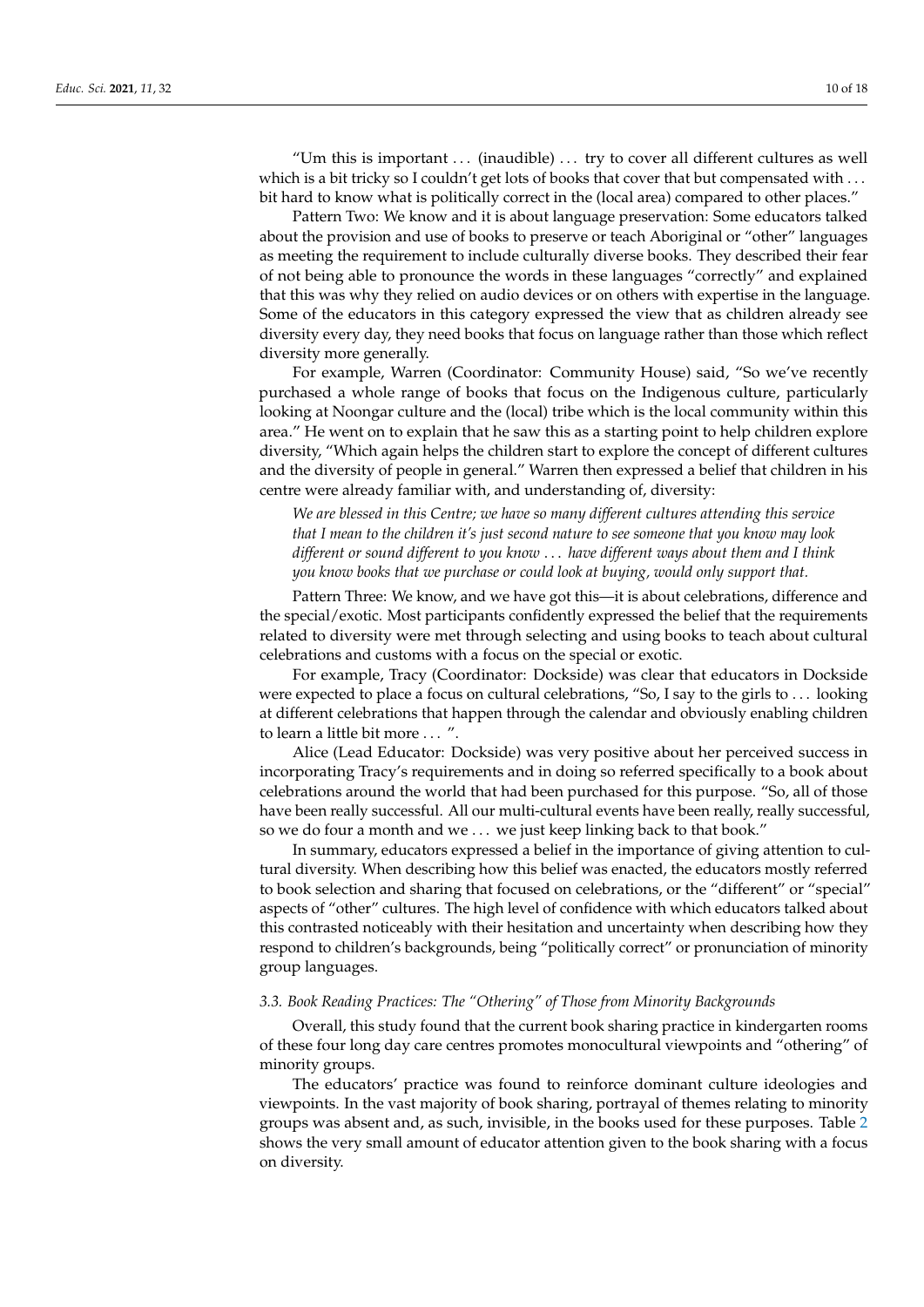"Um this is important ... (inaudible) ... try to cover all different cultures as well which is a bit tricky so I couldn't get lots of books that cover that but compensated with ... bit hard to know what is politically correct in the (local area) compared to other places."

Pattern Two: We know and it is about language preservation: Some educators talked about the provision and use of books to preserve or teach Aboriginal or "other" languages as meeting the requirement to include culturally diverse books. They described their fear of not being able to pronounce the words in these languages "correctly" and explained that this was why they relied on audio devices or on others with expertise in the language. Some of the educators in this category expressed the view that as children already see diversity every day, they need books that focus on language rather than those which reflect diversity more generally.

For example, Warren (Coordinator: Community House) said, "So we've recently purchased a whole range of books that focus on the Indigenous culture, particularly looking at Noongar culture and the (local) tribe which is the local community within this area." He went on to explain that he saw this as a starting point to help children explore diversity, "Which again helps the children start to explore the concept of different cultures and the diversity of people in general." Warren then expressed a belief that children in his centre were already familiar with, and understanding of, diversity:

> *We are blessed in this Centre; we have so many different cultures attending this service that I mean to the children it's just second nature to see someone that you know may look different or sound different to you know ... have different ways about them and I think you know books that we purchase or could look at buying, would only support that.*

Pattern Three: We know, and we have got this—it is about celebrations, difference and the special/exotic. Most participants confidently expressed the belief that the requirements related to diversity were met through selecting and using books to teach about cultural celebrations and customs with a focus on the special or exotic.

For example, Tracy (Coordinator: Dockside) was clear that educators in Dockside were expected to place a focus on cultural celebrations, "So, I say to the girls to ... looking at different celebrations that happen through the calendar and obviously enabling children to learn a little bit more ... ".

Alice (Lead Educator: Dockside) was very positive about her perceived success in incorporating Tracy's requirements and in doing so referred specifically to a book about celebrations around the world that had been purchased for this purpose. "So, all of those have been really successful. All our multi-cultural events have been really, really successful, so we do four a month and we ... we just keep linking back to that book."

In summary, educators expressed a belief in the importance of giving attention to cultural diversity. When describing how this belief was enacted, the educators mostly referred to book selection and sharing that focused on celebrations, or the "different" or "special" aspects of "other" cultures. The high level of confidence with which educators talked about this contrasted noticeably with their hesitation and uncertainty when describing how they respond to children's backgrounds, being "politically correct" or pronunciation of minority group languages.

### *3.3. Book Reading Practices: The "Othering" of Those from Minority Backgrounds*

Overall, this study found that the current book sharing practice in kindergarten rooms of these four long day care centres promotes monocultural viewpoints and "othering" of minority groups.

The educators' practice was found to reinforce dominant culture ideologies and viewpoints. In the vast majority of book sharing, portrayal of themes relating to minority groups was absent and, as such, invisible, in the books used for these purposes. Table 2 shows the very small amount of educator attention given to the book sharing with a focus on diversity.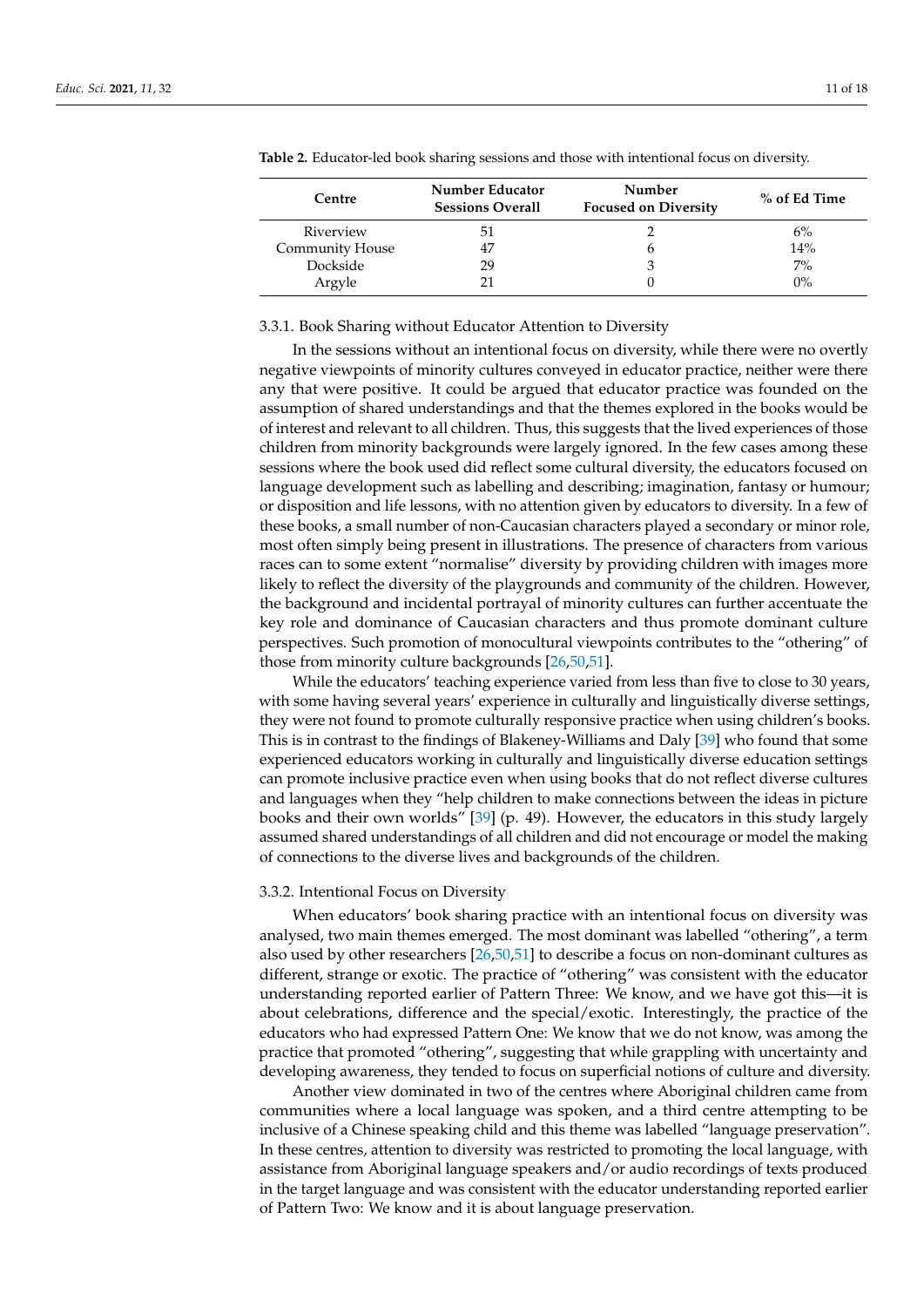**Table 2.** Educator-led book sharing sessions and those with intentional focus on diversity.

| Centre | Number Educator Sessions Overall | Number Focused on Diversity | % of Ed Time |
|---|---|---|---|
| Riverview | 51 | 2 | 6% |
| Community House | 47 | 6 | 14% |
| Dockside | 29 | 3 | 7% |
| Argyle | 21 | 0 | 0% |

#### 3.3.1. Book Sharing without Educator Attention to Diversity

In the sessions without an intentional focus on diversity, while there were no overtly negative viewpoints of minority cultures conveyed in educator practice, neither were there any that were positive. It could be argued that educator practice was founded on the assumption of shared understandings and that the themes explored in the books would be of interest and relevant to all children. Thus, this suggests that the lived experiences of those children from minority backgrounds were largely ignored. In the few cases among these sessions where the book used did reflect some cultural diversity, the educators focused on language development such as labelling and describing; imagination, fantasy or humour; or disposition and life lessons, with no attention given by educators to diversity. In a few of these books, a small number of non-Caucasian characters played a secondary or minor role, most often simply being present in illustrations. The presence of characters from various races can to some extent "normalise" diversity by providing children with images more likely to reflect the diversity of the playgrounds and community of the children. However, the background and incidental portrayal of minority cultures can further accentuate the key role and dominance of Caucasian characters and thus promote dominant culture perspectives. Such promotion of monocultural viewpoints contributes to the "othering" of those from minority culture backgrounds [26,50,51].

While the educators' teaching experience varied from less than five to close to 30 years, with some having several years' experience in culturally and linguistically diverse settings, they were not found to promote culturally responsive practice when using children's books. This is in contrast to the findings of Blakeney-Williams and Daly [39] who found that some experienced educators working in culturally and linguistically diverse education settings can promote inclusive practice even when using books that do not reflect diverse cultures and languages when they "help children to make connections between the ideas in picture books and their own worlds" [39] (p. 49). However, the educators in this study largely assumed shared understandings of all children and did not encourage or model the making of connections to the diverse lives and backgrounds of the children.

#### 3.3.2. Intentional Focus on Diversity

When educators' book sharing practice with an intentional focus on diversity was analysed, two main themes emerged. The most dominant was labelled "othering", a term also used by other researchers [26,50,51] to describe a focus on non-dominant cultures as different, strange or exotic. The practice of "othering" was consistent with the educator understanding reported earlier of Pattern Three: We know, and we have got this—it is about celebrations, difference and the special/exotic. Interestingly, the practice of the educators who had expressed Pattern One: We know that we do not know, was among the practice that promoted "othering", suggesting that while grappling with uncertainty and developing awareness, they tended to focus on superficial notions of culture and diversity.

Another view dominated in two of the centres where Aboriginal children came from communities where a local language was spoken, and a third centre attempting to be inclusive of a Chinese speaking child and this theme was labelled "language preservation". In these centres, attention to diversity was restricted to promoting the local language, with assistance from Aboriginal language speakers and/or audio recordings of texts produced in the target language and was consistent with the educator understanding reported earlier of Pattern Two: We know and it is about language preservation.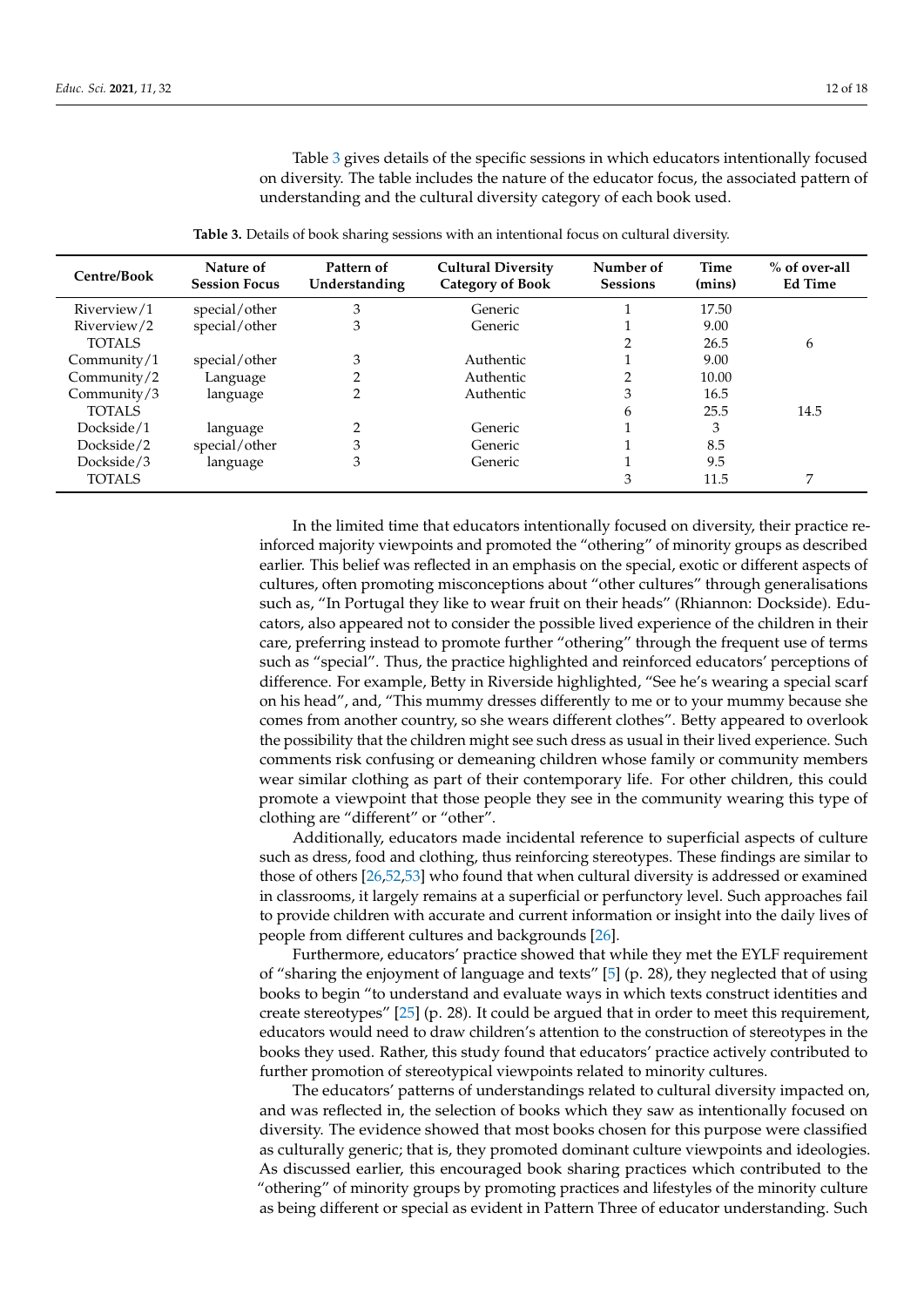Table 3 gives details of the specific sessions in which educators intentionally focused on diversity. The table includes the nature of the educator focus, the associated pattern of understanding and the cultural diversity category of each book used.

**Table 3.** Details of book sharing sessions with an intentional focus on cultural diversity.

| Centre/Book | Nature of Session Focus | Pattern of Understanding | Cultural Diversity Category of Book | Number of Sessions | Time (mins) | % of over-all Ed Time |
|---|---|---|---|---|---|---|
| Riverview/1 | special/other | 3 | Generic | 1 | 17.50 | |
| Riverview/2 | special/other | 3 | Generic | 1 | 9.00 | |
| TOTALS | | | | 2 | 26.5 | 6 |
| Community/1 | special/other | 3 | Authentic | 1 | 9.00 | |
| Community/2 | Language | 2 | Authentic | 2 | 10.00 | |
| Community/3 | language | 2 | Authentic | 3 | 16.5 | |
| TOTALS | | | | 6 | 25.5 | 14.5 |
| Dockside/1 | language | 2 | Generic | 1 | 3 | |
| Dockside/2 | special/other | 3 | Generic | 1 | 8.5 | |
| Dockside/3 | language | 3 | Generic | 1 | 9.5 | |
| TOTALS | | | | 3 | 11.5 | 7 |

In the limited time that educators intentionally focused on diversity, their practice reinforced majority viewpoints and promoted the "othering" of minority groups as described earlier. This belief was reflected in an emphasis on the special, exotic or different aspects of cultures, often promoting misconceptions about "other cultures" through generalisations such as, "In Portugal they like to wear fruit on their heads" (Rhiannon: Dockside). Educators, also appeared not to consider the possible lived experience of the children in their care, preferring instead to promote further "othering" through the frequent use of terms such as "special". Thus, the practice highlighted and reinforced educators' perceptions of difference. For example, Betty in Riverside highlighted, "See he's wearing a special scarf on his head", and, "This mummy dresses differently to me or to your mummy because she comes from another country, so she wears different clothes". Betty appeared to overlook the possibility that the children might see such dress as usual in their lived experience. Such comments risk confusing or demeaning children whose family or community members wear similar clothing as part of their contemporary life. For other children, this could promote a viewpoint that those people they see in the community wearing this type of clothing are "different" or "other".

Additionally, educators made incidental reference to superficial aspects of culture such as dress, food and clothing, thus reinforcing stereotypes. These findings are similar to those of others [26,52,53] who found that when cultural diversity is addressed or examined in classrooms, it largely remains at a superficial or perfunctory level. Such approaches fail to provide children with accurate and current information or insight into the daily lives of people from different cultures and backgrounds [26].

Furthermore, educators' practice showed that while they met the EYLF requirement of "sharing the enjoyment of language and texts" [5] (p. 28), they neglected that of using books to begin "to understand and evaluate ways in which texts construct identities and create stereotypes" [25] (p. 28). It could be argued that in order to meet this requirement, educators would need to draw children's attention to the construction of stereotypes in the books they used. Rather, this study found that educators' practice actively contributed to further promotion of stereotypical viewpoints related to minority cultures.

The educators' patterns of understandings related to cultural diversity impacted on, and was reflected in, the selection of books which they saw as intentionally focused on diversity. The evidence showed that most books chosen for this purpose were classified as culturally generic; that is, they promoted dominant culture viewpoints and ideologies. As discussed earlier, this encouraged book sharing practices which contributed to the "othering" of minority groups by promoting practices and lifestyles of the minority culture as being different or special as evident in Pattern Three of educator understanding. Such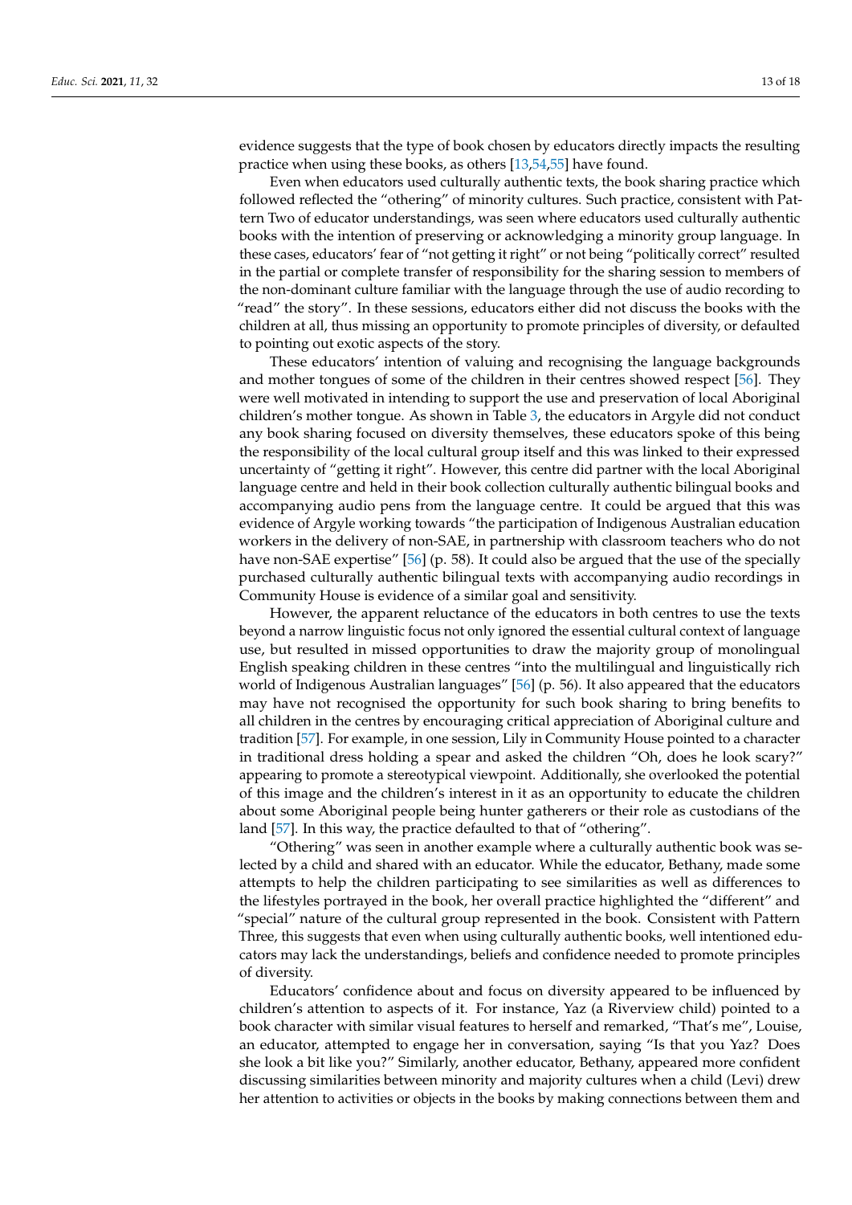evidence suggests that the type of book chosen by educators directly impacts the resulting practice when using these books, as others [13,54,55] have found.

Even when educators used culturally authentic texts, the book sharing practice which followed reflected the "othering" of minority cultures. Such practice, consistent with Pattern Two of educator understandings, was seen where educators used culturally authentic books with the intention of preserving or acknowledging a minority group language. In these cases, educators' fear of "not getting it right" or not being "politically correct" resulted in the partial or complete transfer of responsibility for the sharing session to members of the non-dominant culture familiar with the language through the use of audio recording to "read" the story". In these sessions, educators either did not discuss the books with the children at all, thus missing an opportunity to promote principles of diversity, or defaulted to pointing out exotic aspects of the story.

These educators' intention of valuing and recognising the language backgrounds and mother tongues of some of the children in their centres showed respect [56]. They were well motivated in intending to support the use and preservation of local Aboriginal children's mother tongue. As shown in Table 3, the educators in Argyle did not conduct any book sharing focused on diversity themselves, these educators spoke of this being the responsibility of the local cultural group itself and this was linked to their expressed uncertainty of "getting it right". However, this centre did partner with the local Aboriginal language centre and held in their book collection culturally authentic bilingual books and accompanying audio pens from the language centre. It could be argued that this was evidence of Argyle working towards "the participation of Indigenous Australian education workers in the delivery of non-SAE, in partnership with classroom teachers who do not have non-SAE expertise" [56] (p. 58). It could also be argued that the use of the specially purchased culturally authentic bilingual texts with accompanying audio recordings in Community House is evidence of a similar goal and sensitivity.

However, the apparent reluctance of the educators in both centres to use the texts beyond a narrow linguistic focus not only ignored the essential cultural context of language use, but resulted in missed opportunities to draw the majority group of monolingual English speaking children in these centres "into the multilingual and linguistically rich world of Indigenous Australian languages" [56] (p. 56). It also appeared that the educators may have not recognised the opportunity for such book sharing to bring benefits to all children in the centres by encouraging critical appreciation of Aboriginal culture and tradition [57]. For example, in one session, Lily in Community House pointed to a character in traditional dress holding a spear and asked the children "Oh, does he look scary?" appearing to promote a stereotypical viewpoint. Additionally, she overlooked the potential of this image and the children's interest in it as an opportunity to educate the children about some Aboriginal people being hunter gatherers or their role as custodians of the land [57]. In this way, the practice defaulted to that of "othering".

"Othering" was seen in another example where a culturally authentic book was selected by a child and shared with an educator. While the educator, Bethany, made some attempts to help the children participating to see similarities as well as differences to the lifestyles portrayed in the book, her overall practice highlighted the "different" and "special" nature of the cultural group represented in the book. Consistent with Pattern Three, this suggests that even when using culturally authentic books, well intentioned educators may lack the understandings, beliefs and confidence needed to promote principles of diversity.

Educators' confidence about and focus on diversity appeared to be influenced by children's attention to aspects of it. For instance, Yaz (a Riverview child) pointed to a book character with similar visual features to herself and remarked, "That's me", Louise, an educator, attempted to engage her in conversation, saying "Is that you Yaz? Does she look a bit like you?" Similarly, another educator, Bethany, appeared more confident discussing similarities between minority and majority cultures when a child (Levi) drew her attention to activities or objects in the books by making connections between them and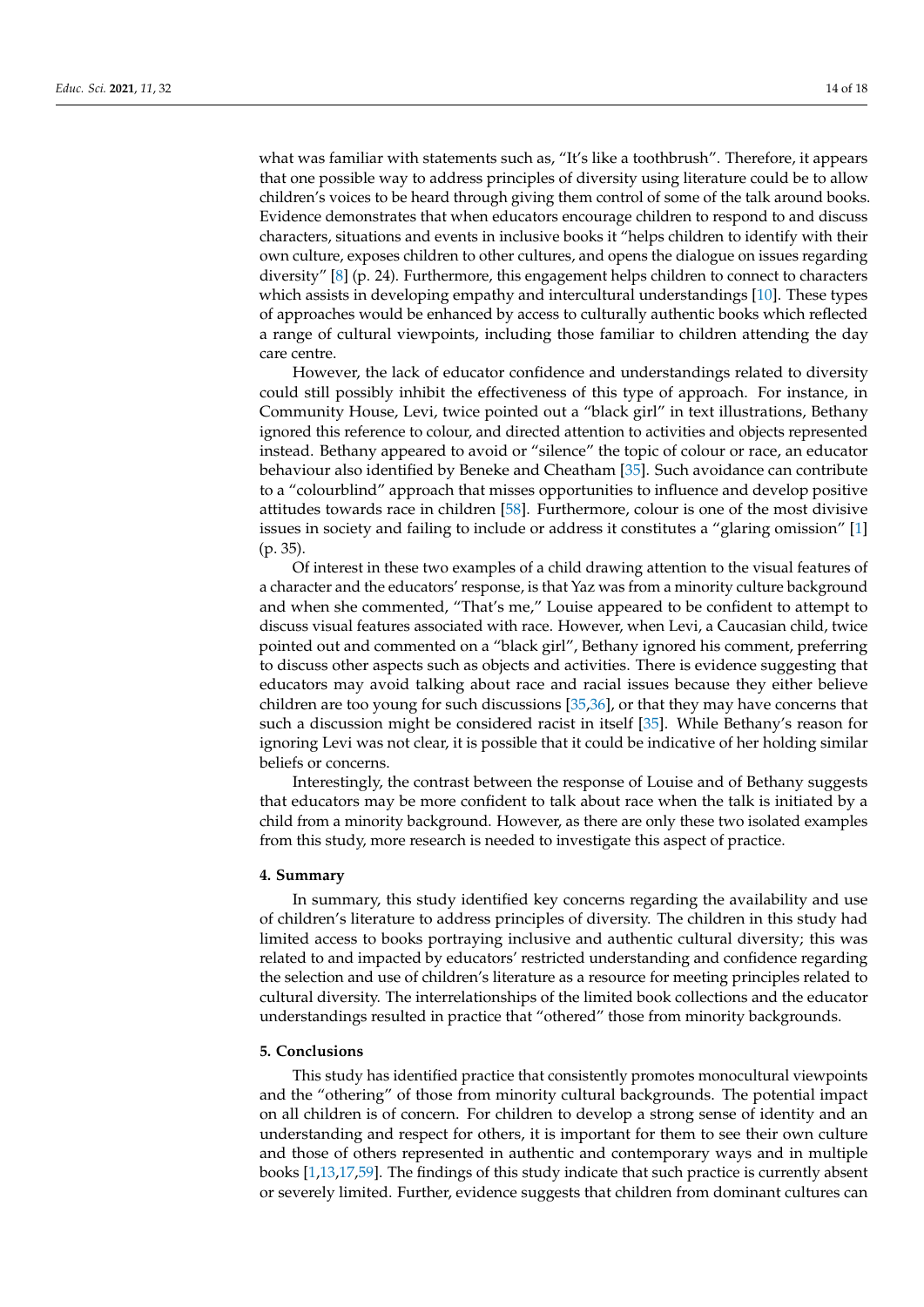what was familiar with statements such as, "It's like a toothbrush". Therefore, it appears that one possible way to address principles of diversity using literature could be to allow children's voices to be heard through giving them control of some of the talk around books. Evidence demonstrates that when educators encourage children to respond to and discuss characters, situations and events in inclusive books it "helps children to identify with their own culture, exposes children to other cultures, and opens the dialogue on issues regarding diversity" [8] (p. 24). Furthermore, this engagement helps children to connect to characters which assists in developing empathy and intercultural understandings [10]. These types of approaches would be enhanced by access to culturally authentic books which reflected a range of cultural viewpoints, including those familiar to children attending the day care centre.

However, the lack of educator confidence and understandings related to diversity could still possibly inhibit the effectiveness of this type of approach. For instance, in Community House, Levi, twice pointed out a "black girl" in text illustrations, Bethany ignored this reference to colour, and directed attention to activities and objects represented instead. Bethany appeared to avoid or "silence" the topic of colour or race, an educator behaviour also identified by Beneke and Cheatham [35]. Such avoidance can contribute to a "colourblind" approach that misses opportunities to influence and develop positive attitudes towards race in children [58]. Furthermore, colour is one of the most divisive issues in society and failing to include or address it constitutes a "glaring omission" [1] (p. 35).

Of interest in these two examples of a child drawing attention to the visual features of a character and the educators' response, is that Yaz was from a minority culture background and when she commented, "That's me," Louise appeared to be confident to attempt to discuss visual features associated with race. However, when Levi, a Caucasian child, twice pointed out and commented on a "black girl", Bethany ignored his comment, preferring to discuss other aspects such as objects and activities. There is evidence suggesting that educators may avoid talking about race and racial issues because they either believe children are too young for such discussions [35,36], or that they may have concerns that such a discussion might be considered racist in itself [35]. While Bethany's reason for ignoring Levi was not clear, it is possible that it could be indicative of her holding similar beliefs or concerns.

Interestingly, the contrast between the response of Louise and of Bethany suggests that educators may be more confident to talk about race when the talk is initiated by a child from a minority background. However, as there are only these two isolated examples from this study, more research is needed to investigate this aspect of practice.

## 4. Summary

In summary, this study identified key concerns regarding the availability and use of children's literature to address principles of diversity. The children in this study had limited access to books portraying inclusive and authentic cultural diversity; this was related to and impacted by educators' restricted understanding and confidence regarding the selection and use of children's literature as a resource for meeting principles related to cultural diversity. The interrelationships of the limited book collections and the educator understandings resulted in practice that "othered" those from minority backgrounds.

## 5. Conclusions

This study has identified practice that consistently promotes monocultural viewpoints and the "othering" of those from minority cultural backgrounds. The potential impact on all children is of concern. For children to develop a strong sense of identity and an understanding and respect for others, it is important for them to see their own culture and those of others represented in authentic and contemporary ways and in multiple books [1,13,17,59]. The findings of this study indicate that such practice is currently absent or severely limited. Further, evidence suggests that children from dominant cultures can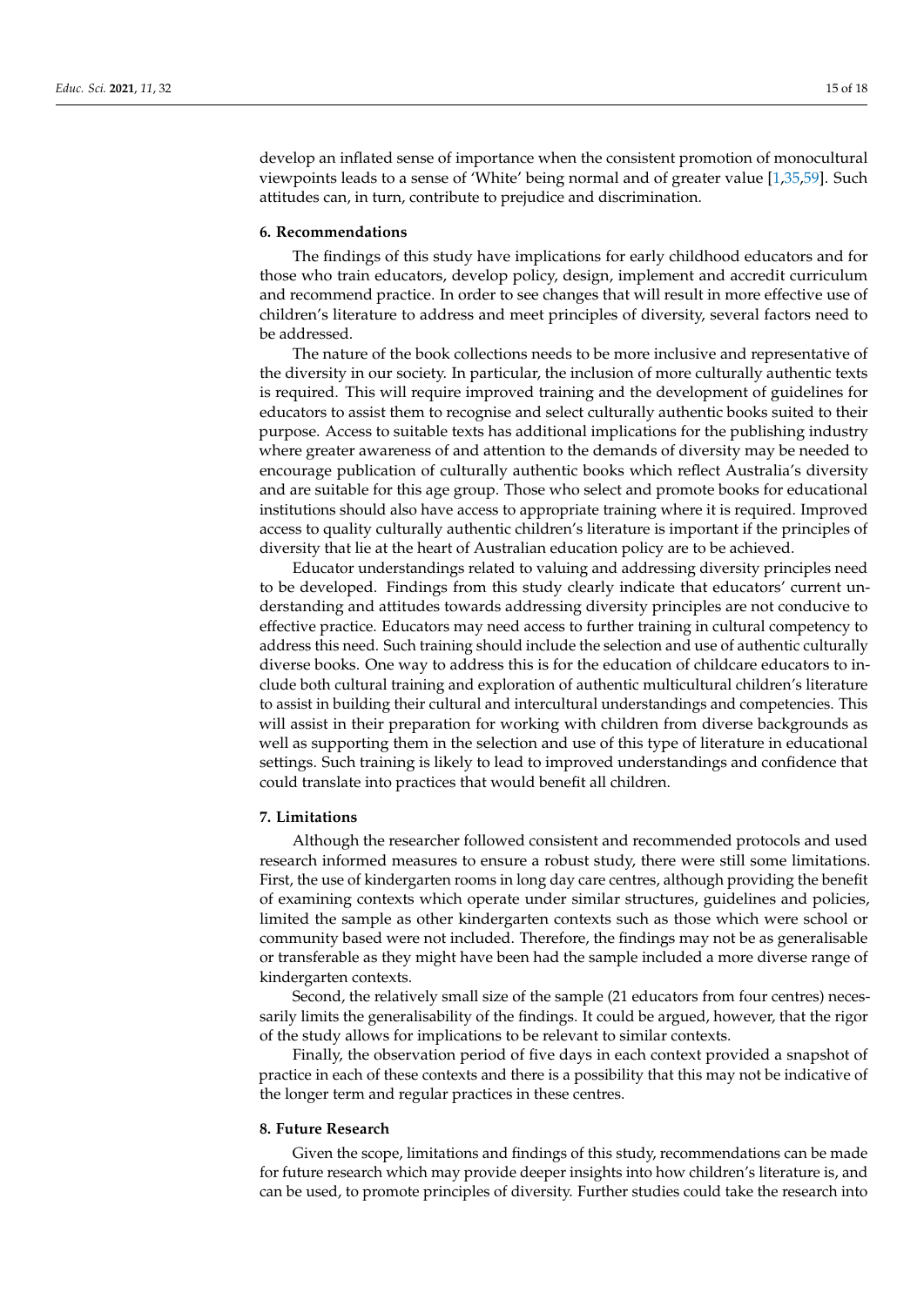develop an inflated sense of importance when the consistent promotion of monocultural viewpoints leads to a sense of 'White' being normal and of greater value [1,35,59]. Such attitudes can, in turn, contribute to prejudice and discrimination.

## 6. Recommendations

The findings of this study have implications for early childhood educators and for those who train educators, develop policy, design, implement and accredit curriculum and recommend practice. In order to see changes that will result in more effective use of children's literature to address and meet principles of diversity, several factors need to be addressed.

The nature of the book collections needs to be more inclusive and representative of the diversity in our society. In particular, the inclusion of more culturally authentic texts is required. This will require improved training and the development of guidelines for educators to assist them to recognise and select culturally authentic books suited to their purpose. Access to suitable texts has additional implications for the publishing industry where greater awareness of and attention to the demands of diversity may be needed to encourage publication of culturally authentic books which reflect Australia's diversity and are suitable for this age group. Those who select and promote books for educational institutions should also have access to appropriate training where it is required. Improved access to quality culturally authentic children's literature is important if the principles of diversity that lie at the heart of Australian education policy are to be achieved.

Educator understandings related to valuing and addressing diversity principles need to be developed. Findings from this study clearly indicate that educators' current understanding and attitudes towards addressing diversity principles are not conducive to effective practice. Educators may need access to further training in cultural competency to address this need. Such training should include the selection and use of authentic culturally diverse books. One way to address this is for the education of childcare educators to include both cultural training and exploration of authentic multicultural children's literature to assist in building their cultural and intercultural understandings and competencies. This will assist in their preparation for working with children from diverse backgrounds as well as supporting them in the selection and use of this type of literature in educational settings. Such training is likely to lead to improved understandings and confidence that could translate into practices that would benefit all children.

## 7. Limitations

Although the researcher followed consistent and recommended protocols and used research informed measures to ensure a robust study, there were still some limitations. First, the use of kindergarten rooms in long day care centres, although providing the benefit of examining contexts which operate under similar structures, guidelines and policies, limited the sample as other kindergarten contexts such as those which were school or community based were not included. Therefore, the findings may not be as generalisable or transferable as they might have been had the sample included a more diverse range of kindergarten contexts.

Second, the relatively small size of the sample (21 educators from four centres) necessarily limits the generalisability of the findings. It could be argued, however, that the rigor of the study allows for implications to be relevant to similar contexts.

Finally, the observation period of five days in each context provided a snapshot of practice in each of these contexts and there is a possibility that this may not be indicative of the longer term and regular practices in these centres.

## 8. Future Research

Given the scope, limitations and findings of this study, recommendations can be made for future research which may provide deeper insights into how children's literature is, and can be used, to promote principles of diversity. Further studies could take the research into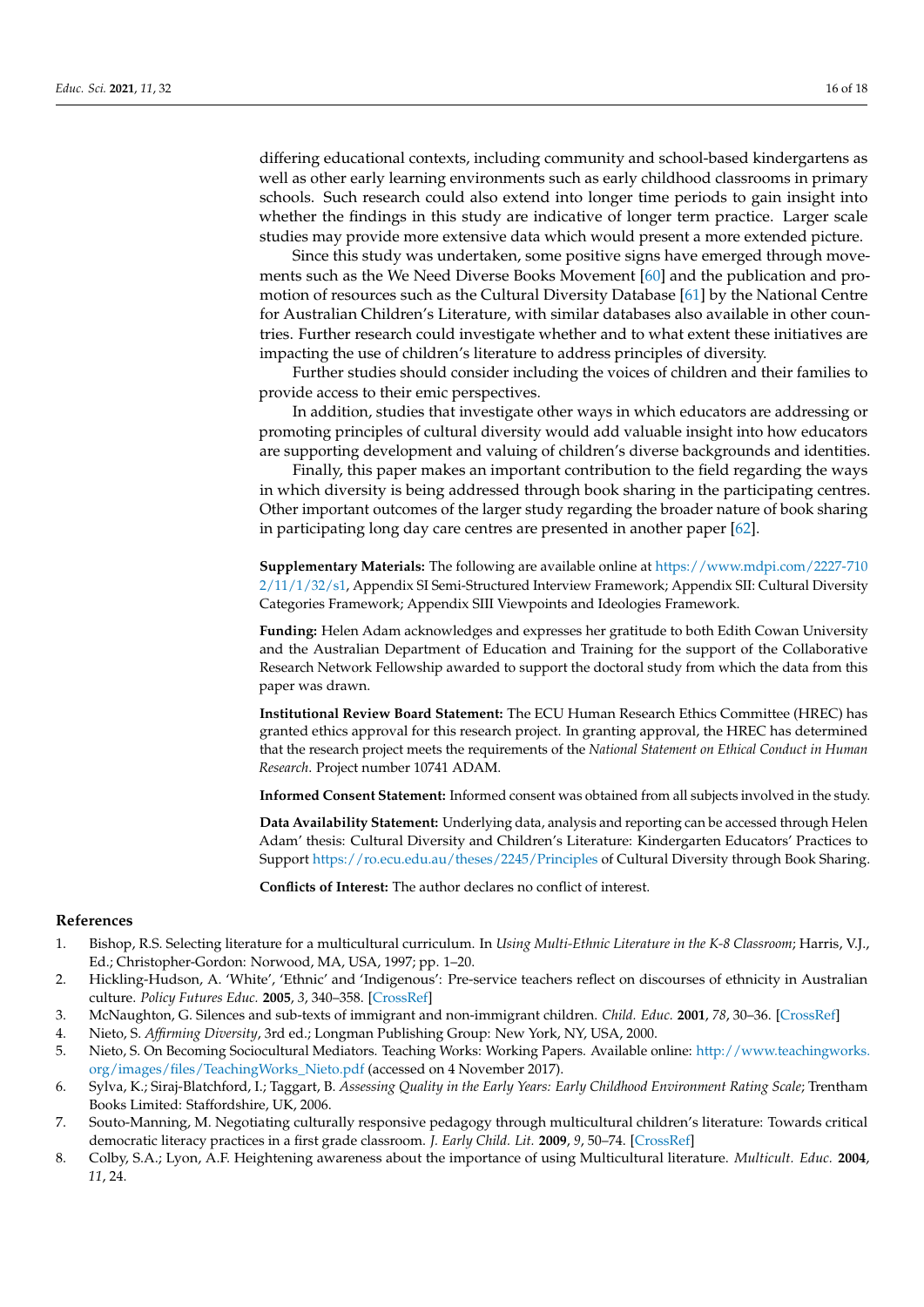differing educational contexts, including community and school-based kindergartens as well as other early learning environments such as early childhood classrooms in primary schools. Such research could also extend into longer time periods to gain insight into whether the findings in this study are indicative of longer term practice. Larger scale studies may provide more extensive data which would present a more extended picture.

Since this study was undertaken, some positive signs have emerged through movements such as the We Need Diverse Books Movement [60] and the publication and promotion of resources such as the Cultural Diversity Database [61] by the National Centre for Australian Children's Literature, with similar databases also available in other countries. Further research could investigate whether and to what extent these initiatives are impacting the use of children's literature to address principles of diversity.

Further studies should consider including the voices of children and their families to provide access to their emic perspectives.

In addition, studies that investigate other ways in which educators are addressing or promoting principles of cultural diversity would add valuable insight into how educators are supporting development and valuing of children's diverse backgrounds and identities.

Finally, this paper makes an important contribution to the field regarding the ways in which diversity is being addressed through book sharing in the participating centres. Other important outcomes of the larger study regarding the broader nature of book sharing in participating long day care centres are presented in another paper [62].

**Supplementary Materials:** The following are available online at https://www.mdpi.com/2227-7102/11/1/32/s1, Appendix SI Semi-Structured Interview Framework; Appendix SII: Cultural Diversity Categories Framework; Appendix SIII Viewpoints and Ideologies Framework.

**Funding:** Helen Adam acknowledges and expresses her gratitude to both Edith Cowan University and the Australian Department of Education and Training for the support of the Collaborative Research Network Fellowship awarded to support the doctoral study from which the data from this paper was drawn.

**Institutional Review Board Statement:** The ECU Human Research Ethics Committee (HREC) has granted ethics approval for this research project. In granting approval, the HREC has determined that the research project meets the requirements of the *National Statement on Ethical Conduct in Human Research*. Project number 10741 ADAM.

**Informed Consent Statement:** Informed consent was obtained from all subjects involved in the study.

**Data Availability Statement:** Underlying data, analysis and reporting can be accessed through Helen Adam' thesis: Cultural Diversity and Children's Literature: Kindergarten Educators' Practices to Support https://ro.ecu.edu.au/theses/2245/Principles of Cultural Diversity through Book Sharing.

**Conflicts of Interest:** The author declares no conflict of interest.

## References

1. Bishop, R.S. Selecting literature for a multicultural curriculum. In *Using Multi-Ethnic Literature in the K-8 Classroom*; Harris, V.J., Ed.; Christopher-Gordon: Norwood, MA, USA, 1997; pp. 1–20.
2. Hickling-Hudson, A. 'White', 'Ethnic' and 'Indigenous': Pre-service teachers reflect on discourses of ethnicity in Australian culture. *Policy Futures Educ.* **2005**, *3*, 340–358. [CrossRef]
3. McNaughton, G. Silences and sub-texts of immigrant and non-immigrant children. *Child. Educ.* **2001**, *78*, 30–36. [CrossRef]
4. Nieto, S. *Affirming Diversity*, 3rd ed.; Longman Publishing Group: New York, NY, USA, 2000.
5. Nieto, S. On Becoming Sociocultural Mediators. Teaching Works: Working Papers. Available online: http://www.teachingworks.org/images/files/TeachingWorks_Nieto.pdf (accessed on 4 November 2017).
6. Sylva, K.; Siraj-Blatchford, I.; Taggart, B. *Assessing Quality in the Early Years: Early Childhood Environment Rating Scale*; Trentham Books Limited: Staffordshire, UK, 2006.
7. Souto-Manning, M. Negotiating culturally responsive pedagogy through multicultural children's literature: Towards critical democratic literacy practices in a first grade classroom. *J. Early Child. Lit.* **2009**, *9*, 50–74. [CrossRef]
8. Colby, S.A.; Lyon, A.F. Heightening awareness about the importance of using Multicultural literature. *Multicult. Educ.* **2004**, *11*, 24.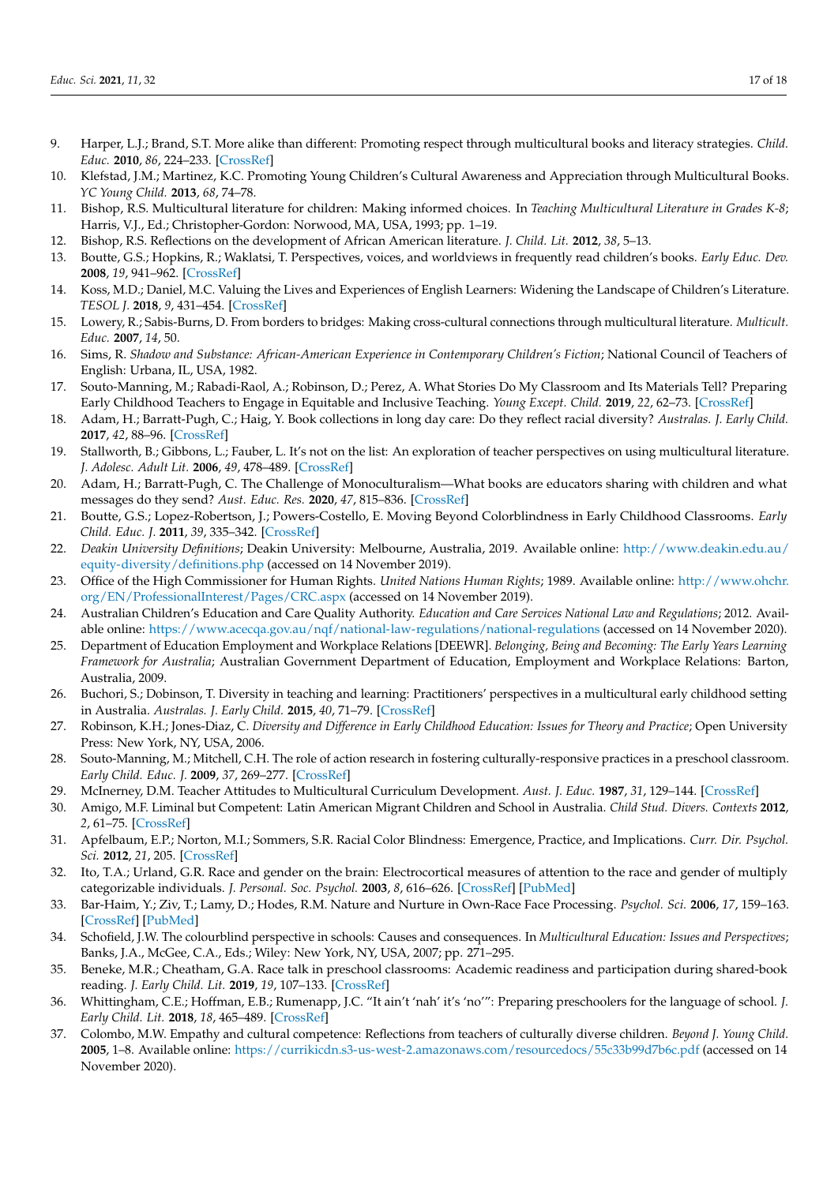9. Harper, L.J.; Brand, S.T. More alike than different: Promoting respect through multicultural books and literacy strategies. *Child. Educ.* **2010**, *86*, 224–233. [CrossRef]
10. Klefstad, J.M.; Martinez, K.C. Promoting Young Children's Cultural Awareness and Appreciation through Multicultural Books. *YC Young Child.* **2013**, *68*, 74–78.
11. Bishop, R.S. Multicultural literature for children: Making informed choices. In *Teaching Multicultural Literature in Grades K-8*; Harris, V.J., Ed.; Christopher-Gordon: Norwood, MA, USA, 1993; pp. 1–19.
12. Bishop, R.S. Reflections on the development of African American literature. *J. Child. Lit.* **2012**, *38*, 5–13.
13. Boutte, G.S.; Hopkins, R.; Waklatsi, T. Perspectives, voices, and worldviews in frequently read children's books. *Early Educ. Dev.* **2008**, *19*, 941–962. [CrossRef]
14. Koss, M.D.; Daniel, M.C. Valuing the Lives and Experiences of English Learners: Widening the Landscape of Children's Literature. *TESOL J.* **2018**, *9*, 431–454. [CrossRef]
15. Lowery, R.; Sabis-Burns, D. From borders to bridges: Making cross-cultural connections through multicultural literature. *Multicult. Educ.* **2007**, *14*, 50.
16. Sims, R. *Shadow and Substance: African-American Experience in Contemporary Children's Fiction*; National Council of Teachers of English: Urbana, IL, USA, 1982.
17. Souto-Manning, M.; Rabadi-Raol, A.; Robinson, D.; Perez, A. What Stories Do My Classroom and Its Materials Tell? Preparing Early Childhood Teachers to Engage in Equitable and Inclusive Teaching. *Young Except. Child.* **2019**, *22*, 62–73. [CrossRef]
18. Adam, H.; Barratt-Pugh, C.; Haig, Y. Book collections in long day care: Do they reflect racial diversity? *Australas. J. Early Child.* **2017**, *42*, 88–96. [CrossRef]
19. Stallworth, B.; Gibbons, L.; Fauber, L. It's not on the list: An exploration of teacher perspectives on using multicultural literature. *J. Adolesc. Adult Lit.* **2006**, *49*, 478–489. [CrossRef]
20. Adam, H.; Barratt-Pugh, C. The Challenge of Monoculturalism—What books are educators sharing with children and what messages do they send? *Aust. Educ. Res.* **2020**, *47*, 815–836. [CrossRef]
21. Boutte, G.S.; Lopez-Robertson, J.; Powers-Costello, E. Moving Beyond Colorblindness in Early Childhood Classrooms. *Early Child. Educ. J.* **2011**, *39*, 335–342. [CrossRef]
22. *Deakin University Definitions*; Deakin University: Melbourne, Australia, 2019. Available online: http://www.deakin.edu.au/equity-diversity/definitions.php (accessed on 14 November 2019).
23. Office of the High Commissioner for Human Rights. *United Nations Human Rights*; 1989. Available online: http://www.ohchr.org/EN/ProfessionalInterest/Pages/CRC.aspx (accessed on 14 November 2019).
24. Australian Children's Education and Care Quality Authority. *Education and Care Services National Law and Regulations*; 2012. Available online: https://www.acecqa.gov.au/nqf/national-law-regulations/national-regulations (accessed on 14 November 2020).
25. Department of Education Employment and Workplace Relations [DEEWR]. *Belonging, Being and Becoming: The Early Years Learning Framework for Australia*; Australian Government Department of Education, Employment and Workplace Relations: Barton, Australia, 2009.
26. Buchori, S.; Dobinson, T. Diversity in teaching and learning: Practitioners' perspectives in a multicultural early childhood setting in Australia. *Australas. J. Early Child.* **2015**, *40*, 71–79. [CrossRef]
27. Robinson, K.H.; Jones-Diaz, C. *Diversity and Difference in Early Childhood Education: Issues for Theory and Practice*; Open University Press: New York, NY, USA, 2006.
28. Souto-Manning, M.; Mitchell, C.H. The role of action research in fostering culturally-responsive practices in a preschool classroom. *Early Child. Educ. J.* **2009**, *37*, 269–277. [CrossRef]
29. McInerney, D.M. Teacher Attitudes to Multicultural Curriculum Development. *Aust. J. Educ.* **1987**, *31*, 129–144. [CrossRef]
30. Amigo, M.F. Liminal but Competent: Latin American Migrant Children and School in Australia. *Child Stud. Divers. Contexts* **2012**, *2*, 61–75. [CrossRef]
31. Apfelbaum, E.P.; Norton, M.I.; Sommers, S.R. Racial Color Blindness: Emergence, Practice, and Implications. *Curr. Dir. Psychol. Sci.* **2012**, *21*, 205. [CrossRef]
32. Ito, T.A.; Urland, G.R. Race and gender on the brain: Electrocortical measures of attention to the race and gender of multiply categorizable individuals. *J. Personal. Soc. Psychol.* **2003**, *8*, 616–626. [CrossRef] [PubMed]
33. Bar-Haim, Y.; Ziv, T.; Lamy, D.; Hodes, R.M. Nature and Nurture in Own-Race Face Processing. *Psychol. Sci.* **2006**, *17*, 159–163. [CrossRef] [PubMed]
34. Schofield, J.W. The colourblind perspective in schools: Causes and consequences. In *Multicultural Education: Issues and Perspectives*; Banks, J.A., McGee, C.A., Eds.; Wiley: New York, NY, USA, 2007; pp. 271–295.
35. Beneke, M.R.; Cheatham, G.A. Race talk in preschool classrooms: Academic readiness and participation during shared-book reading. *J. Early Child. Lit.* **2019**, *19*, 107–133. [CrossRef]
36. Whittingham, C.E.; Hoffman, E.B.; Rumenapp, J.C. "It ain't 'nah' it's 'no'": Preparing preschoolers for the language of school. *J. Early Child. Lit.* **2018**, *18*, 465–489. [CrossRef]
37. Colombo, M.W. Empathy and cultural competence: Reflections from teachers of culturally diverse children. *Beyond J. Young Child.* **2005**, 1–8. Available online: https://currikicdn.s3-us-west-2.amazonaws.com/resourcedocs/55c33b99d7b6c.pdf (accessed on 14 November 2020).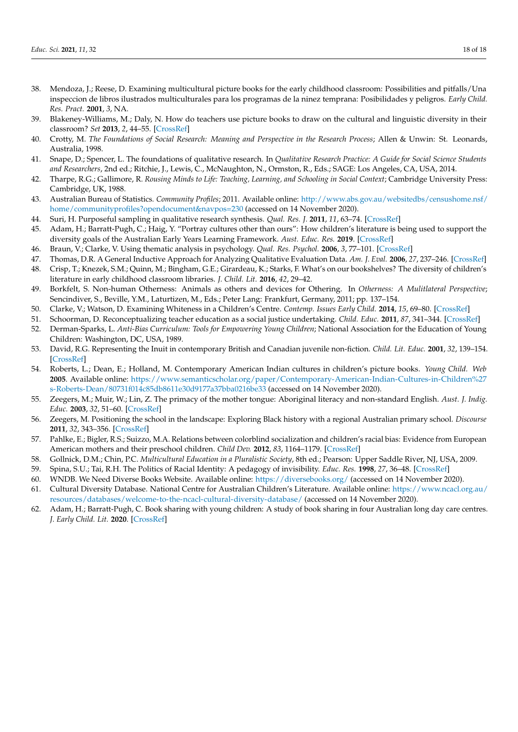38. Mendoza, J.; Reese, D. Examining multicultural picture books for the early childhood classroom: Possibilities and pitfalls/Una inspeccion de libros ilustrados multiculturales para los programas de la ninez temprana: Posibilidades y peligros. *Early Child. Res. Pract.* **2001**, *3*, NA.
39. Blakeney-Williams, M.; Daly, N. How do teachers use picture books to draw on the cultural and linguistic diversity in their classroom? *Set* **2013**, *2*, 44–55. [CrossRef]
40. Crotty, M. *The Foundations of Social Research: Meaning and Perspective in the Research Process*; Allen & Unwin: St. Leonards, Australia, 1998.
41. Snape, D.; Spencer, L. The foundations of qualitative research. In *Qualitative Research Practice: A Guide for Social Science Students and Researchers*, 2nd ed.; Ritchie, J., Lewis, C., McNaughton, N., Ormston, R., Eds.; SAGE: Los Angeles, CA, USA, 2014.
42. Tharpe, R.G.; Gallimore, R. *Rousing Minds to Life: Teaching, Learning, and Schooling in Social Context*; Cambridge University Press: Cambridge, UK, 1988.
43. Australian Bureau of Statistics. *Community Profiles*; 2011. Available online: http://www.abs.gov.au/websitedbs/censushome.nsf/home/communityprofiles?opendocument&navpos=230 (accessed on 14 November 2020).
44. Suri, H. Purposeful sampling in qualitative research synthesis. *Qual. Res. J.* **2011**, *11*, 63–74. [CrossRef]
45. Adam, H.; Barratt-Pugh, C.; Haig, Y. "Portray cultures other than ours": How children's literature is being used to support the diversity goals of the Australian Early Years Learning Framework. *Aust. Educ. Res.* **2019**. [CrossRef]
46. Braun, V.; Clarke, V. Using thematic analysis in psychology. *Qual. Res. Psychol.* **2006**, *3*, 77–101. [CrossRef]
47. Thomas, D.R. A General Inductive Approach for Analyzing Qualitative Evaluation Data. *Am. J. Eval.* **2006**, *27*, 237–246. [CrossRef]
48. Crisp, T.; Knezek, S.M.; Quinn, M.; Bingham, G.E.; Girardeau, K.; Starks, F. What's on our bookshelves? The diversity of children's literature in early childhood classroom libraries. *J. Child. Lit.* **2016**, *42*, 29–42.
49. Borkfelt, S. Non-human Otherness: Animals as others and devices for Othering. In *Otherness: A Mulitlateral Perspective*; Sencindiver, S., Beville, Y.M., Laturtizen, M., Eds.; Peter Lang: Frankfurt, Germany, 2011; pp. 137–154.
50. Clarke, V.; Watson, D. Examining Whiteness in a Children's Centre. *Contemp. Issues Early Child.* **2014**, *15*, 69–80. [CrossRef]
51. Schoorman, D. Reconceptualizing teacher education as a social justice undertaking. *Child. Educ.* **2011**, *87*, 341–344. [CrossRef]
52. Derman-Sparks, L. *Anti-Bias Curriculum: Tools for Empowering Young Children*; National Association for the Education of Young Children: Washington, DC, USA, 1989.
53. David, R.G. Representing the Inuit in contemporary British and Canadian juvenile non-fiction. *Child. Lit. Educ.* **2001**, *32*, 139–154. [CrossRef]
54. Roberts, L.; Dean, E.; Holland, M. Contemporary American Indian cultures in children's picture books. *Young Child. Web* **2005**. Available online: https://www.semanticscholar.org/paper/Contemporary-American-Indian-Cultures-in-Children%27s-Roberts-Dean/80731f014c85db8611e30d9177a37bba0216be33 (accessed on 14 November 2020).
55. Zeegers, M.; Muir, W.; Lin, Z. The primacy of the mother tongue: Aboriginal literacy and non-standard English. *Aust. J. Indig. Educ.* **2003**, *32*, 51–60. [CrossRef]
56. Zeegers, M. Positioning the school in the landscape: Exploring Black history with a regional Australian primary school. *Discourse* **2011**, *32*, 343–356. [CrossRef]
57. Pahlke, E.; Bigler, R.S.; Suizzo, M.A. Relations between colorblind socialization and children's racial bias: Evidence from European American mothers and their preschool children. *Child Dev.* **2012**, *83*, 1164–1179. [CrossRef]
58. Gollnick, D.M.; Chin, P.C. *Multicultural Education in a Pluralistic Society*, 8th ed.; Pearson: Upper Saddle River, NJ, USA, 2009.
59. Spina, S.U.; Tai, R.H. The Politics of Racial Identity: A pedagogy of invisibility. *Educ. Res.* **1998**, *27*, 36–48. [CrossRef]
60. WNDB. We Need Diverse Books Website. Available online: https://diversebooks.org/ (accessed on 14 November 2020).
61. Cultural Diversity Database. National Centre for Australian Children's Literature. Available online: https://www.ncacl.org.au/resources/databases/welcome-to-the-ncacl-cultural-diversity-database/ (accessed on 14 November 2020).
62. Adam, H.; Barratt-Pugh, C. Book sharing with young children: A study of book sharing in four Australian long day care centres. *J. Early Child. Lit.* **2020**. [CrossRef]